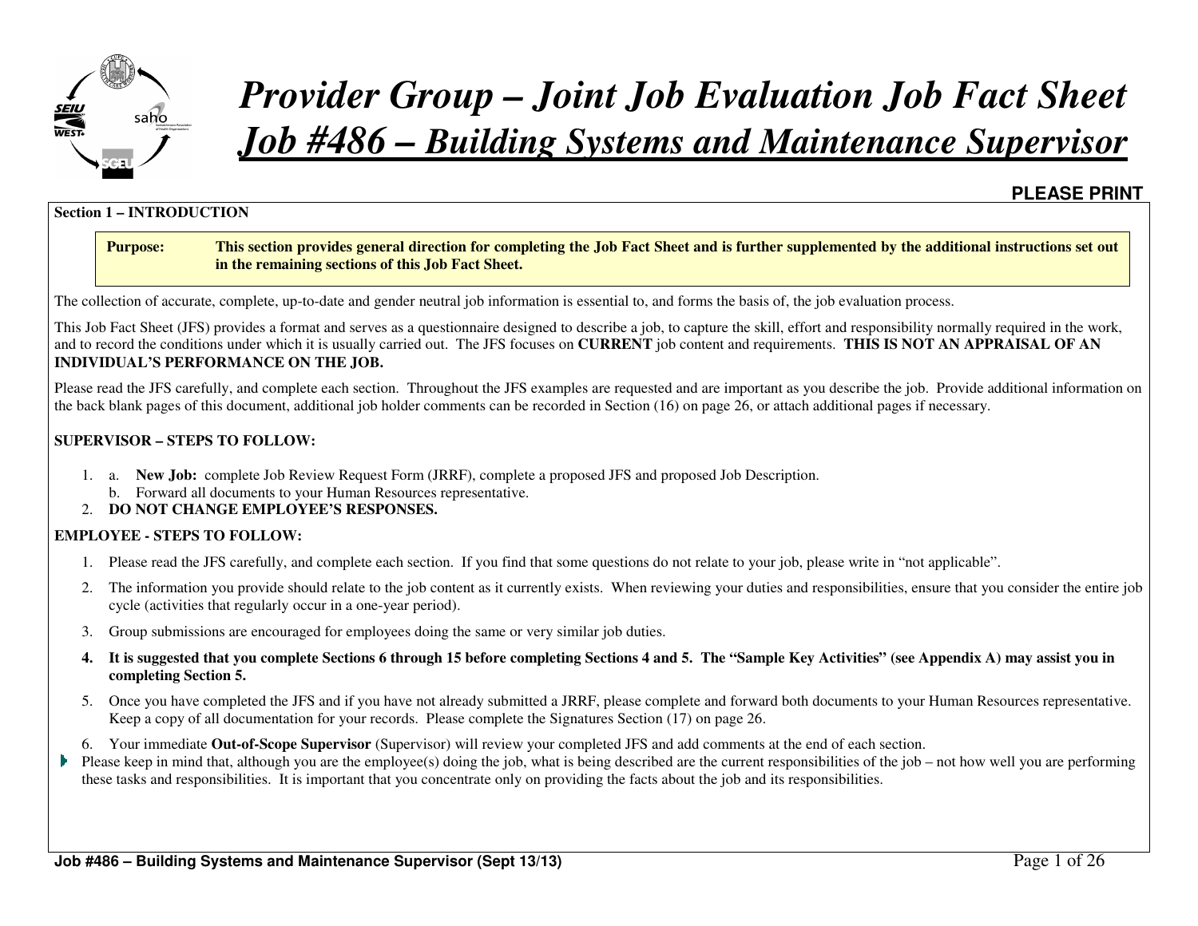# *Provider Group – Joint Job Evaluation Job Fact Sheet*
# ***Job #486 – Building Systems and Maintenance Supervisor***

**PLEASE PRINT**

**Section 1 – INTRODUCTION**

| **Purpose:** | **This section provides general direction for completing the Job Fact Sheet and is further supplemented by the additional instructions set out in the remaining sections of this Job Fact Sheet.** |
|---|---|

The collection of accurate, complete, up-to-date and gender neutral job information is essential to, and forms the basis of, the job evaluation process.

This Job Fact Sheet (JFS) provides a format and serves as a questionnaire designed to describe a job, to capture the skill, effort and responsibility normally required in the work, and to record the conditions under which it is usually carried out. The JFS focuses on **CURRENT** job content and requirements. **THIS IS NOT AN APPRAISAL OF AN INDIVIDUAL'S PERFORMANCE ON THE JOB.**

Please read the JFS carefully, and complete each section. Throughout the JFS examples are requested and are important as you describe the job. Provide additional information on the back blank pages of this document, additional job holder comments can be recorded in Section (16) on page 26, or attach additional pages if necessary.

**SUPERVISOR – STEPS TO FOLLOW:**

1. a. **New Job:** complete Job Review Request Form (JRRF), complete a proposed JFS and proposed Job Description.
   b. Forward all documents to your Human Resources representative.
2. **DO NOT CHANGE EMPLOYEE'S RESPONSES.**

**EMPLOYEE - STEPS TO FOLLOW:**

1. Please read the JFS carefully, and complete each section. If you find that some questions do not relate to your job, please write in "not applicable".
2. The information you provide should relate to the job content as it currently exists. When reviewing your duties and responsibilities, ensure that you consider the entire job cycle (activities that regularly occur in a one-year period).
3. Group submissions are encouraged for employees doing the same or very similar job duties.
4. **It is suggested that you complete Sections 6 through 15 before completing Sections 4 and 5. The "Sample Key Activities" (see Appendix A) may assist you in completing Section 5.**
5. Once you have completed the JFS and if you have not already submitted a JRRF, please complete and forward both documents to your Human Resources representative. Keep a copy of all documentation for your records. Please complete the Signatures Section (17) on page 26.
6. Your immediate **Out-of-Scope Supervisor** (Supervisor) will review your completed JFS and add comments at the end of each section.

- Please keep in mind that, although you are the employee(s) doing the job, what is being described are the current responsibilities of the job – not how well you are performing these tasks and responsibilities. It is important that you concentrate only on providing the facts about the job and its responsibilities.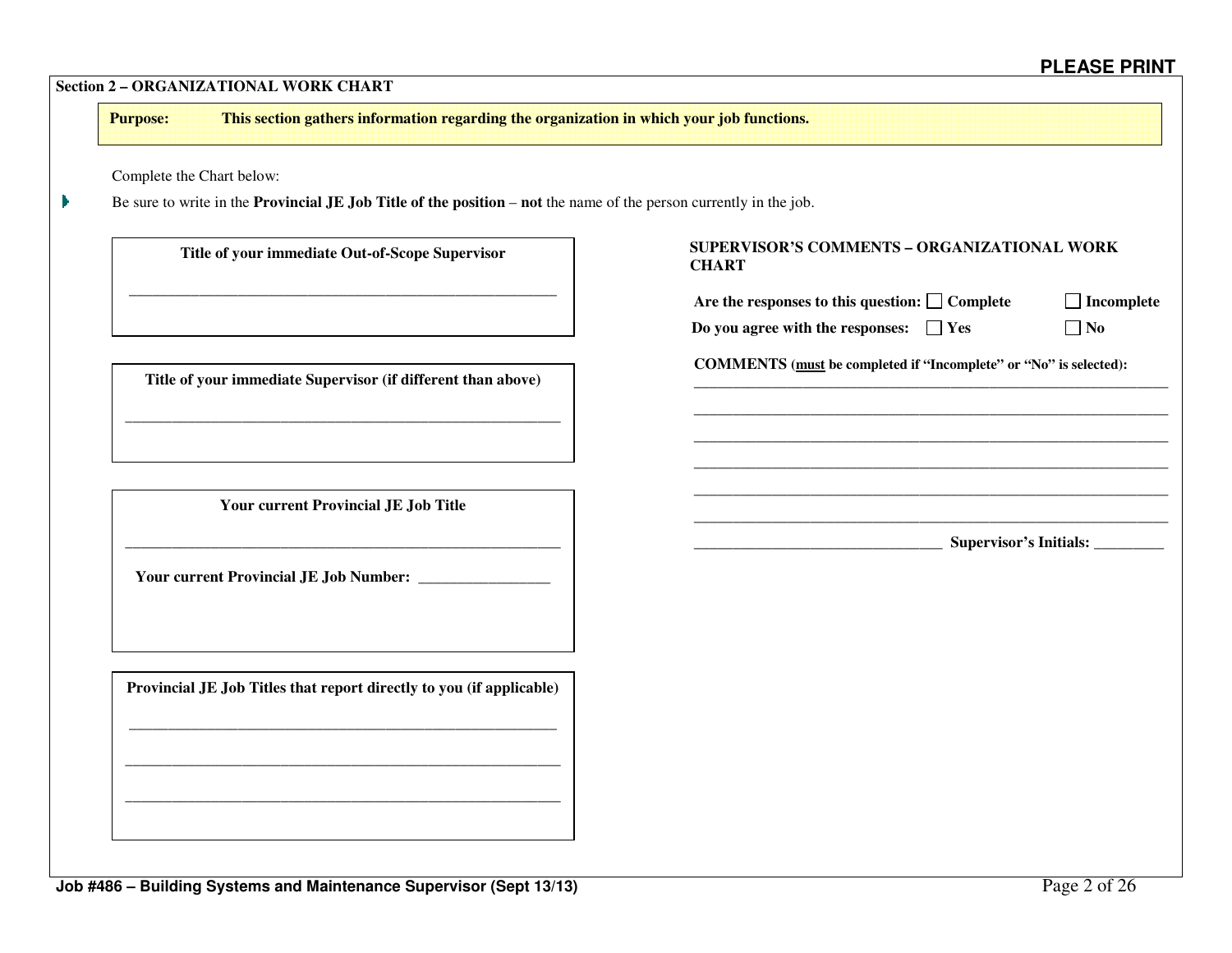**PLEASE PRINT**

## Section 2 – ORGANIZATIONAL WORK CHART

**Purpose:** **This section gathers information regarding the organization in which your job functions.**

Complete the Chart below:

- Be sure to write in the **Provincial JE Job Title of the position** – **not** the name of the person currently in the job.

**Title of your immediate Out-of-Scope Supervisor**

_______________________________________________________

**Title of your immediate Supervisor (if different than above)**

_______________________________________________________

**Your current Provincial JE Job Title**

_______________________________________________________

**Your current Provincial JE Job Number:** _________________

**Provincial JE Job Titles that report directly to you (if applicable)**

_______________________________________________________

_______________________________________________________

_______________________________________________________

**SUPERVISOR'S COMMENTS – ORGANIZATIONAL WORK CHART**

**Are the responses to this question:** ☐ **Complete** ☐ **Incomplete**

**Do you agree with the responses:** ☐ **Yes** ☐ **No**

**COMMENTS** (**must** be completed if "Incomplete" or "No" is selected):

_______________________________________________________________

_______________________________________________________________

_______________________________________________________________

_______________________________________________________________

_______________________________________________________________

_______________________________________________________________

________________________________ **Supervisor's Initials:** _________

**Job #486 – Building Systems and Maintenance Supervisor (Sept 13/13)**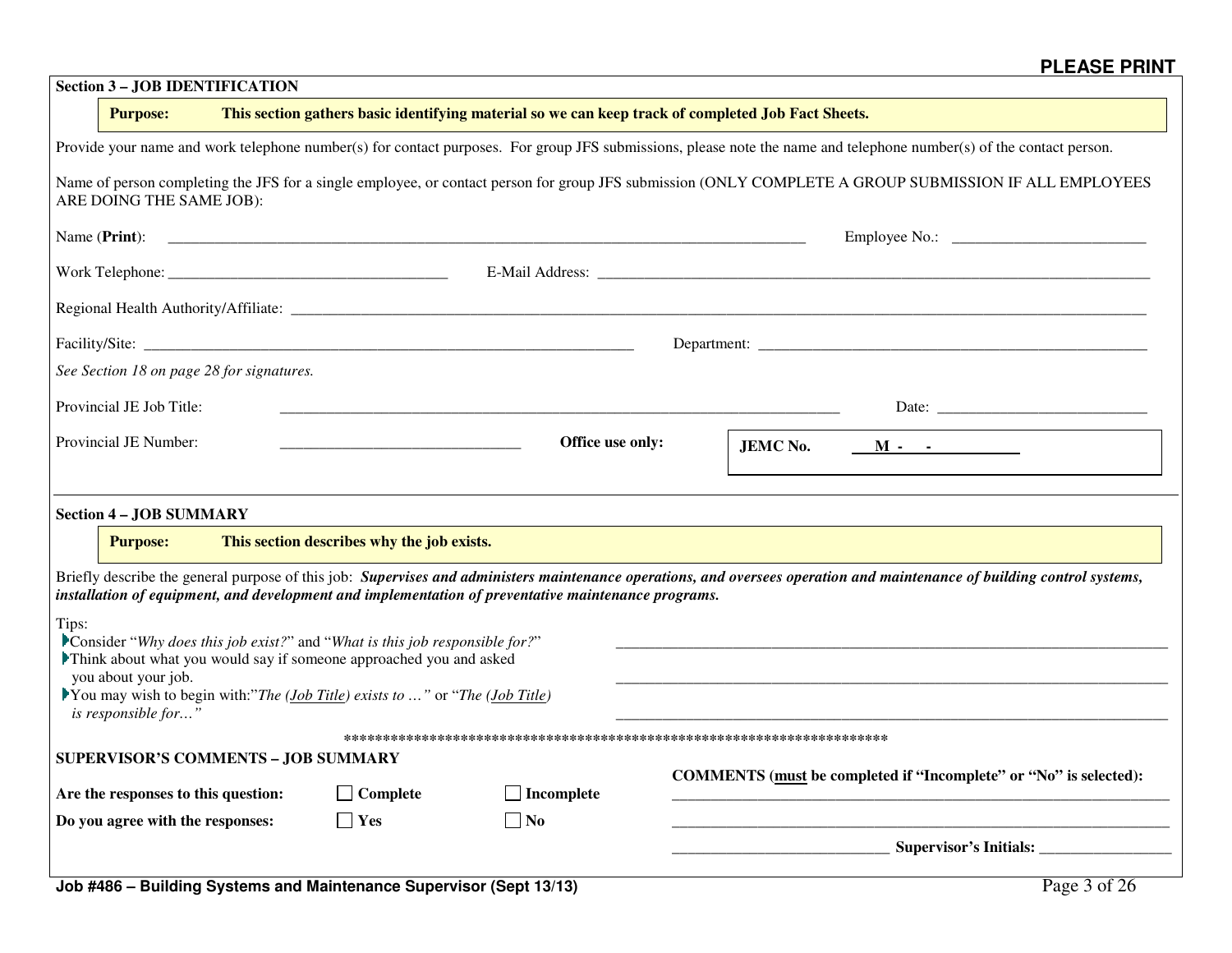**PLEASE PRINT**

## Section 3 – JOB IDENTIFICATION

**Purpose:** **This section gathers basic identifying material so we can keep track of completed Job Fact Sheets.**

Provide your name and work telephone number(s) for contact purposes. For group JFS submissions, please note the name and telephone number(s) of the contact person.

Name of person completing the JFS for a single employee, or contact person for group JFS submission (ONLY COMPLETE A GROUP SUBMISSION IF ALL EMPLOYEES ARE DOING THE SAME JOB):

Name (**Print**): ______________________________ Employee No.: ____________________

Work Telephone: ______________________________ E-Mail Address: ______________________________

Regional Health Authority/Affiliate: ______________________________

Facility/Site: ______________________________ Department: ______________________________

*See Section 18 on page 28 for signatures.*

Provincial JE Job Title: ______________________________ Date: ____________________

Provincial JE Number: ______________________________ **Office use only:** **JEMC No.** **M - -**

## Section 4 – JOB SUMMARY

**Purpose:** **This section describes why the job exists.**

Briefly describe the general purpose of this job: ***Supervises and administers maintenance operations, and oversees operation and maintenance of building control systems, installation of equipment, and development and implementation of preventative maintenance programs.***

Tips:

- Consider "*Why does this job exist?*" and "*What is this job responsible for?*"
- Think about what you would say if someone approached you and asked you about your job.
- You may wish to begin with:"*The (Job Title) exists to …*" or "*The (Job Title) is responsible for…*"

______________________________

______________________________

______________________________

***********************************************************************

**SUPERVISOR'S COMMENTS – JOB SUMMARY**

**Are the responses to this question:** ☐ **Complete** ☐ **Incomplete**

**Do you agree with the responses:** ☐ **Yes** ☐ **No**

**COMMENTS (must be completed if "Incomplete" or "No" is selected):**

______________________________

______________________________

______________________________ **Supervisor's Initials:** ____________________

**Job #486 – Building Systems and Maintenance Supervisor (Sept 13/13)**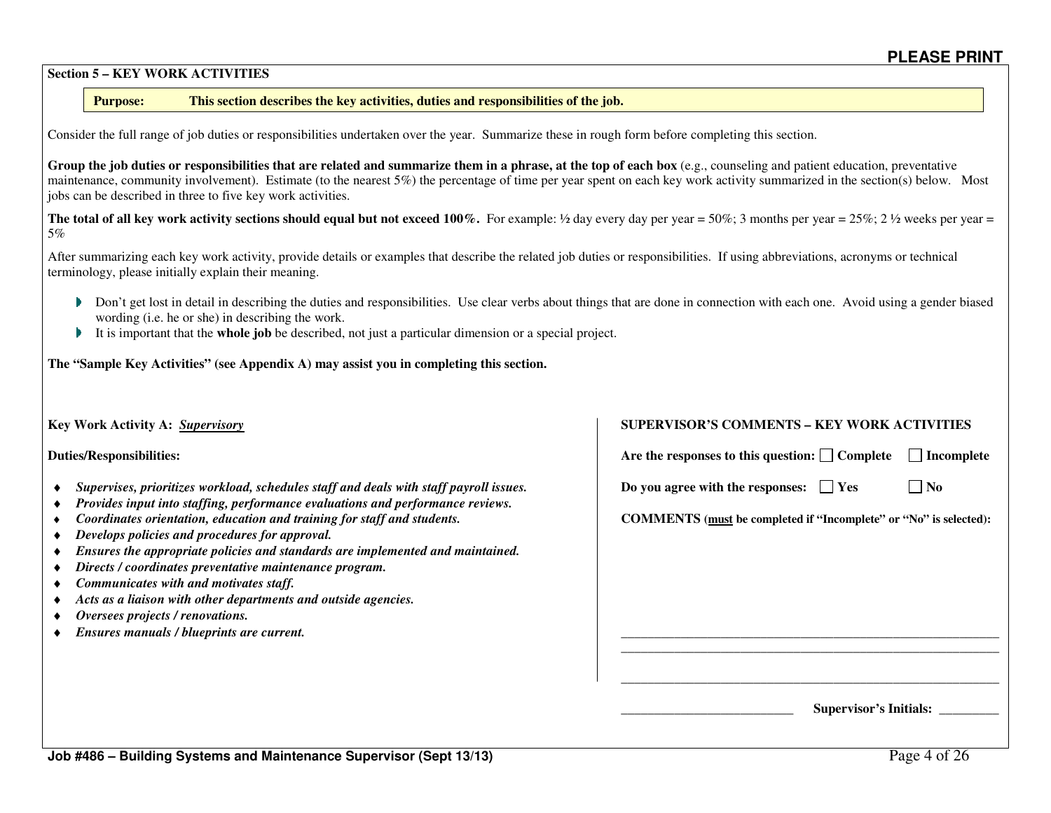PLEASE PRINT

## Section 5 – KEY WORK ACTIVITIES

**Purpose: This section describes the key activities, duties and responsibilities of the job.**

Consider the full range of job duties or responsibilities undertaken over the year. Summarize these in rough form before completing this section.

**Group the job duties or responsibilities that are related and summarize them in a phrase, at the top of each box** (e.g., counseling and patient education, preventative maintenance, community involvement). Estimate (to the nearest 5%) the percentage of time per year spent on each key work activity summarized in the section(s) below. Most jobs can be described in three to five key work activities.

**The total of all key work activity sections should equal but not exceed 100%.** For example: ½ day every day per year = 50%; 3 months per year = 25%; 2 ½ weeks per year = 5%

After summarizing each key work activity, provide details or examples that describe the related job duties or responsibilities. If using abbreviations, acronyms or technical terminology, please initially explain their meaning.

- Don't get lost in detail in describing the duties and responsibilities. Use clear verbs about things that are done in connection with each one. Avoid using a gender biased wording (i.e. he or she) in describing the work.
- It is important that the **whole job** be described, not just a particular dimension or a special project.

**The "Sample Key Activities" (see Appendix A) may assist you in completing this section.**

**Key Work Activity A: *Supervisory***

**Duties/Responsibilities:**

- ***Supervises, prioritizes workload, schedules staff and deals with staff payroll issues.***
- ***Provides input into staffing, performance evaluations and performance reviews.***
- ***Coordinates orientation, education and training for staff and students.***
- ***Develops policies and procedures for approval.***
- ***Ensures the appropriate policies and standards are implemented and maintained.***
- ***Directs / coordinates preventative maintenance program.***
- ***Communicates with and motivates staff.***
- ***Acts as a liaison with other departments and outside agencies.***
- ***Oversees projects / renovations.***
- ***Ensures manuals / blueprints are current.***

**SUPERVISOR'S COMMENTS – KEY WORK ACTIVITIES**

**Are the responses to this question:** ☐ **Complete** ☐ **Incomplete**

**Do you agree with the responses:** ☐ **Yes** ☐ **No**

**COMMENTS (must be completed if "Incomplete" or "No" is selected):**

\_\_\_\_\_\_\_\_\_\_\_\_\_\_\_\_\_\_\_\_\_\_\_\_\_\_\_\_\_\_\_\_\_\_\_\_\_\_\_\_\_\_\_\_\_\_\_\_\_\_\_\_\_\_\_\_

\_\_\_\_\_\_\_\_\_\_\_\_\_\_\_\_\_\_\_\_\_\_\_\_\_\_\_\_\_\_\_\_\_\_\_\_\_\_\_\_\_\_\_\_\_\_\_\_\_\_\_\_\_\_\_\_

\_\_\_\_\_\_\_\_\_\_\_\_\_\_\_\_\_\_\_\_\_\_\_\_\_\_\_\_\_\_\_\_\_\_\_\_\_\_\_\_\_\_\_\_\_\_\_\_\_\_\_\_\_\_\_\_

\_\_\_\_\_\_\_\_\_\_\_\_\_\_\_\_\_\_\_\_\_\_\_\_\_\_ **Supervisor's Initials:** \_\_\_\_\_\_\_\_\_

Job #486 – Building Systems and Maintenance Supervisor (Sept 13/13)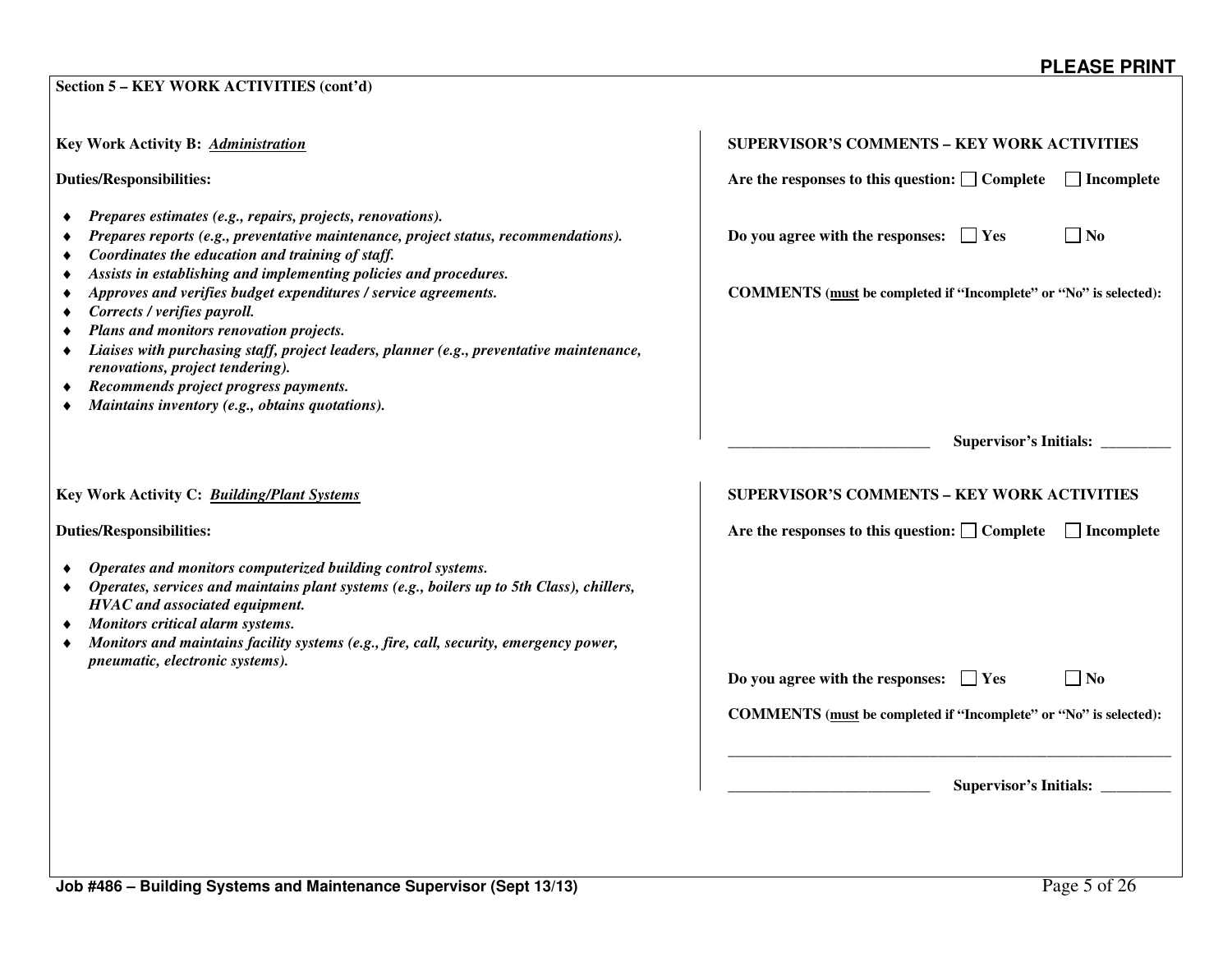**PLEASE PRINT**

**Section 5 – KEY WORK ACTIVITIES (cont'd)**

**Key Work Activity B:** ***Administration***

**Duties/Responsibilities:**

- ***Prepares estimates (e.g., repairs, projects, renovations).***
- ***Prepares reports (e.g., preventative maintenance, project status, recommendations).***
- ***Coordinates the education and training of staff.***
- ***Assists in establishing and implementing policies and procedures.***
- ***Approves and verifies budget expenditures / service agreements.***
- ***Corrects / verifies payroll.***
- ***Plans and monitors renovation projects.***
- ***Liaises with purchasing staff, project leaders, planner (e.g., preventative maintenance, renovations, project tendering).***
- ***Recommends project progress payments.***
- ***Maintains inventory (e.g., obtains quotations).***

**SUPERVISOR'S COMMENTS – KEY WORK ACTIVITIES**

**Are the responses to this question:** ☐ **Complete** ☐ **Incomplete**

**Do you agree with the responses:** ☐ **Yes** ☐ **No**

**COMMENTS (<u>must</u> be completed if "Incomplete" or "No" is selected):**

___________________________ **Supervisor's Initials:** _________

**Key Work Activity C:** ***Building/Plant Systems***

**Duties/Responsibilities:**

- ***Operates and monitors computerized building control systems.***
- ***Operates, services and maintains plant systems (e.g., boilers up to 5th Class), chillers, HVAC and associated equipment.***
- ***Monitors critical alarm systems.***
- ***Monitors and maintains facility systems (e.g., fire, call, security, emergency power, pneumatic, electronic systems).***

**SUPERVISOR'S COMMENTS – KEY WORK ACTIVITIES**

**Are the responses to this question:** ☐ **Complete** ☐ **Incomplete**

**Do you agree with the responses:** ☐ **Yes** ☐ **No**

**COMMENTS (<u>must</u> be completed if "Incomplete" or "No" is selected):**

____________________________________________________________

___________________________ **Supervisor's Initials:** _________

**Job #486 – Building Systems and Maintenance Supervisor (Sept 13/13)**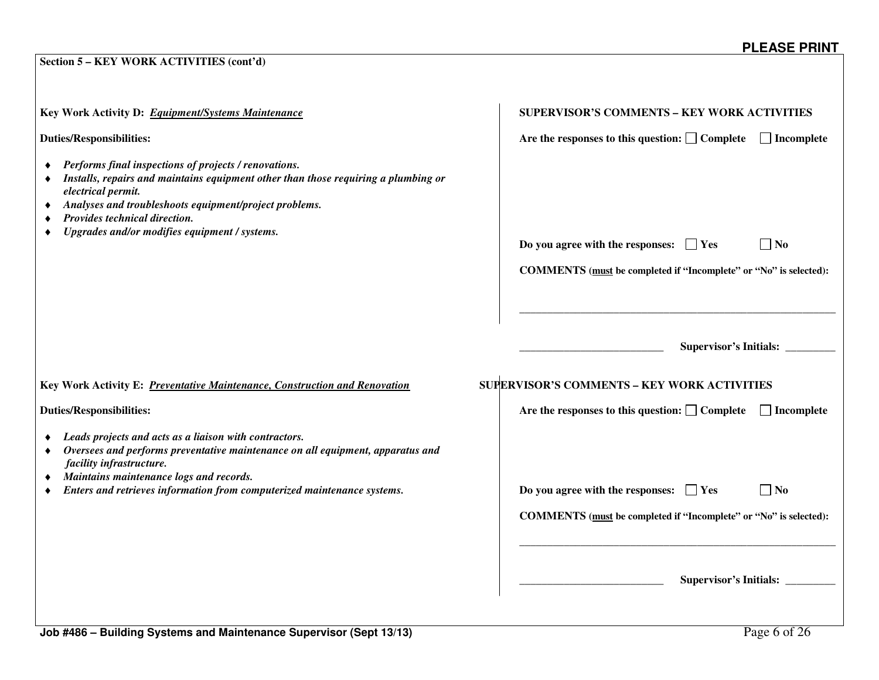**PLEASE PRINT**

**Section 5 – KEY WORK ACTIVITIES (cont'd)**

**Key Work Activity D:** ***Equipment/Systems Maintenance***

**Duties/Responsibilities:**

- ***Performs final inspections of projects / renovations.***
- ***Installs, repairs and maintains equipment other than those requiring a plumbing or electrical permit.***
- ***Analyses and troubleshoots equipment/project problems.***
- ***Provides technical direction.***
- ***Upgrades and/or modifies equipment / systems.***

**SUPERVISOR'S COMMENTS – KEY WORK ACTIVITIES**

**Are the responses to this question:** ☐ **Complete** ☐ **Incomplete**

**Do you agree with the responses:** ☐ **Yes** ☐ **No**

**COMMENTS (must be completed if "Incomplete" or "No" is selected):**

______________________________________________________________

__________________________ **Supervisor's Initials:** _________

**Key Work Activity E:** ***Preventative Maintenance, Construction and Renovation***

**Duties/Responsibilities:**

- ***Leads projects and acts as a liaison with contractors.***
- ***Oversees and performs preventative maintenance on all equipment, apparatus and facility infrastructure.***
- ***Maintains maintenance logs and records.***
- ***Enters and retrieves information from computerized maintenance systems.***

**SUPERVISOR'S COMMENTS – KEY WORK ACTIVITIES**

**Are the responses to this question:** ☐ **Complete** ☐ **Incomplete**

**Do you agree with the responses:** ☐ **Yes** ☐ **No**

**COMMENTS (must be completed if "Incomplete" or "No" is selected):**

______________________________________________________________

__________________________ **Supervisor's Initials:** _________

**Job #486 – Building Systems and Maintenance Supervisor (Sept 13/13)**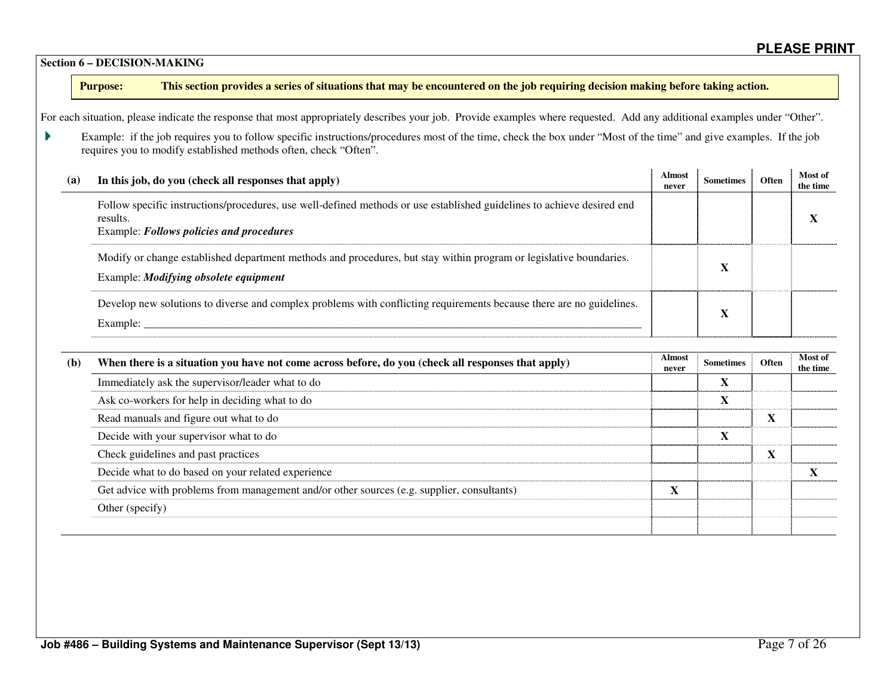**PLEASE PRINT**

## Section 6 – DECISION-MAKING

**Purpose: This section provides a series of situations that may be encountered on the job requiring decision making before taking action.**

For each situation, please indicate the response that most appropriately describes your job. Provide examples where requested. Add any additional examples under "Other".

- Example: if the job requires you to follow specific instructions/procedures most of the time, check the box under "Most of the time" and give examples. If the job requires you to modify established methods often, check "Often".

| (a) | In this job, do you (check all responses that apply) | Almost never | Sometimes | Often | Most of the time |
|---|---|---|---|---|---|
| | Follow specific instructions/procedures, use well-defined methods or use established guidelines to achieve desired end results.<br>Example: ***Follows policies and procedures*** | | | | X |
| | Modify or change established department methods and procedures, but stay within program or legislative boundaries.<br>Example: ***Modifying obsolete equipment*** | | X | | |
| | Develop new solutions to diverse and complex problems with conflicting requirements because there are no guidelines.<br>Example: ______________________________ | | X | | |

| (b) | When there is a situation you have not come across before, do you (check all responses that apply) | Almost never | Sometimes | Often | Most of the time |
|---|---|---|---|---|---|
| | Immediately ask the supervisor/leader what to do | | X | | |
| | Ask co-workers for help in deciding what to do | | X | | |
| | Read manuals and figure out what to do | | | X | |
| | Decide with your supervisor what to do | | X | | |
| | Check guidelines and past practices | | | X | |
| | Decide what to do based on your related experience | | | | X |
| | Get advice with problems from management and/or other sources (e.g. supplier, consultants) | X | | | |
| | Other (specify) | | | | |
| | | | | | |

Job #486 – Building Systems and Maintenance Supervisor (Sept 13/13)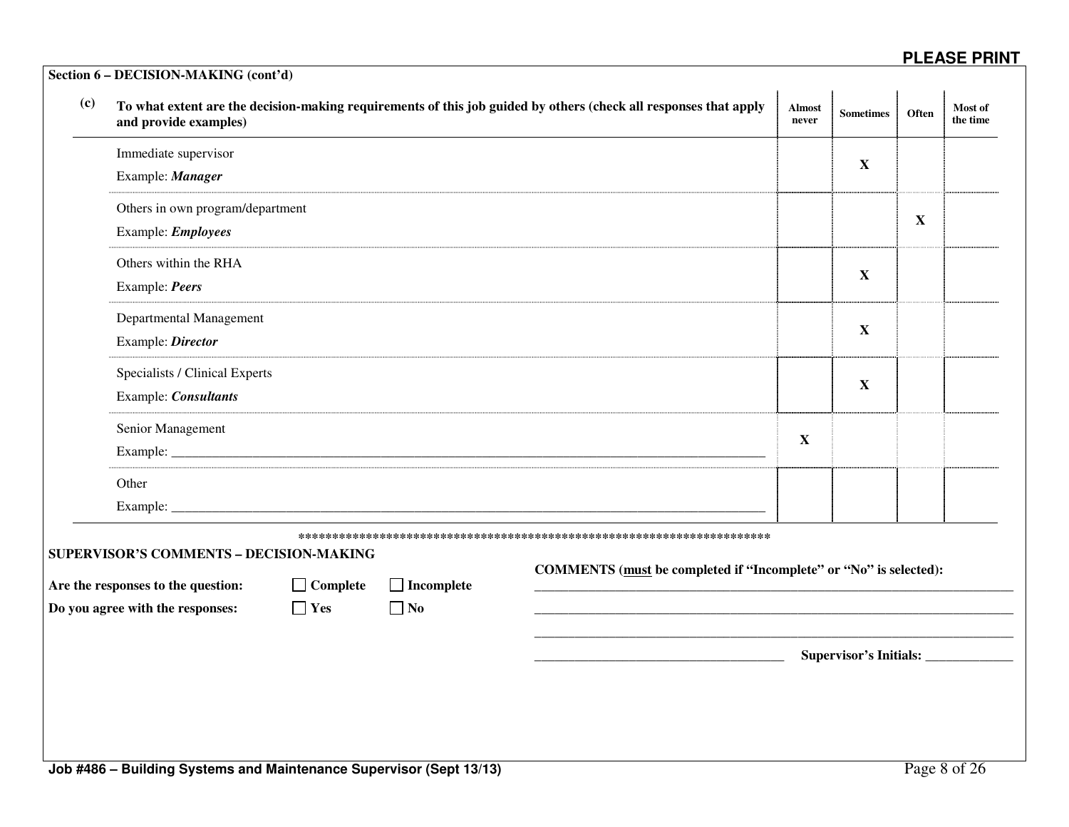**PLEASE PRINT**

**Section 6 – DECISION-MAKING (cont'd)**

**(c) To what extent are the decision-making requirements of this job guided by others (check all responses that apply and provide examples)**

| | Almost never | Sometimes | Often | Most of the time |
|---|---|---|---|---|
| Immediate supervisor<br>Example: ***Manager*** | | **X** | | |
| Others in own program/department<br>Example: ***Employees*** | | | **X** | |
| Others within the RHA<br>Example: ***Peers*** | | **X** | | |
| Departmental Management<br>Example: ***Director*** | | **X** | | |
| Specialists / Clinical Experts<br>Example: ***Consultants*** | | **X** | | |
| Senior Management<br>Example: ________________________________ | **X** | | | |
| Other<br>Example: ________________________________ | | | | |

*************************************************************************

**SUPERVISOR'S COMMENTS – DECISION-MAKING**

**Are the responses to the question:** ☐ **Complete** ☐ **Incomplete**

**Do you agree with the responses:** ☐ **Yes** ☐ **No**

**COMMENTS (must be completed if "Incomplete" or "No" is selected):**

___________________________________________________________________________

___________________________________________________________________________

___________________________________________________________________________

______________________________________ **Supervisor's Initials:** _____________

**Job #486 – Building Systems and Maintenance Supervisor (Sept 13/13)**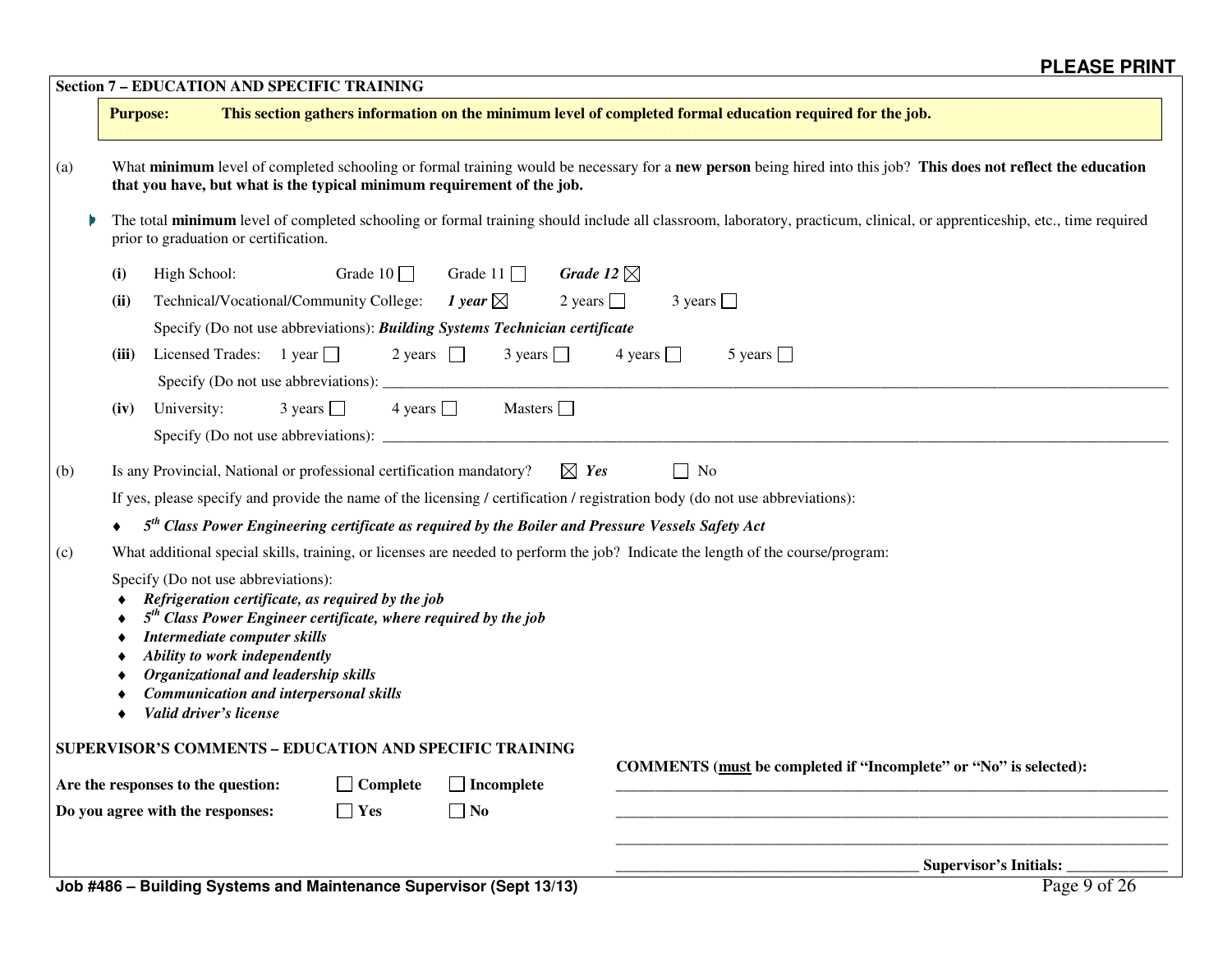**PLEASE PRINT**

## Section 7 – EDUCATION AND SPECIFIC TRAINING

**Purpose:** **This section gathers information on the minimum level of completed formal education required for the job.**

(a) What **minimum** level of completed schooling or formal training would be necessary for a **new person** being hired into this job? **This does not reflect the education that you have, but what is the typical minimum requirement of the job.**

- The total **minimum** level of completed schooling or formal training should include all classroom, laboratory, practicum, clinical, or apprenticeship, etc., time required prior to graduation or certification.

**(i)** High School: Grade 10 ☐ Grade 11 ☐ ***Grade 12*** ☒

**(ii)** Technical/Vocational/Community College: ***1 year*** ☒ 2 years ☐ 3 years ☐

Specify (Do not use abbreviations): ***Building Systems Technician certificate***

**(iii)** Licensed Trades: 1 year ☐ 2 years ☐ 3 years ☐ 4 years ☐ 5 years ☐

Specify (Do not use abbreviations): ______________________________

**(iv)** University: 3 years ☐ 4 years ☐ Masters ☐

Specify (Do not use abbreviations): ______________________________

(b) Is any Provincial, National or professional certification mandatory? ☒ ***Yes*** ☐ No

If yes, please specify and provide the name of the licensing / certification / registration body (do not use abbreviations):

- ***5th Class Power Engineering certificate as required by the Boiler and Pressure Vessels Safety Act***

(c) What additional special skills, training, or licenses are needed to perform the job? Indicate the length of the course/program:

Specify (Do not use abbreviations):

- ***Refrigeration certificate, as required by the job***
- ***5th Class Power Engineer certificate, where required by the job***
- ***Intermediate computer skills***
- ***Ability to work independently***
- ***Organizational and leadership skills***
- ***Communication and interpersonal skills***
- ***Valid driver's license***

### SUPERVISOR'S COMMENTS – EDUCATION AND SPECIFIC TRAINING

**Are the responses to the question:** ☐ **Complete** ☐ **Incomplete**

**Do you agree with the responses:** ☐ **Yes** ☐ **No**

**COMMENTS (must be completed if "Incomplete" or "No" is selected):**

______________________________

______________________________

______________________________

______________________________ **Supervisor's Initials:** ____________

**Job #486 – Building Systems and Maintenance Supervisor (Sept 13/13)**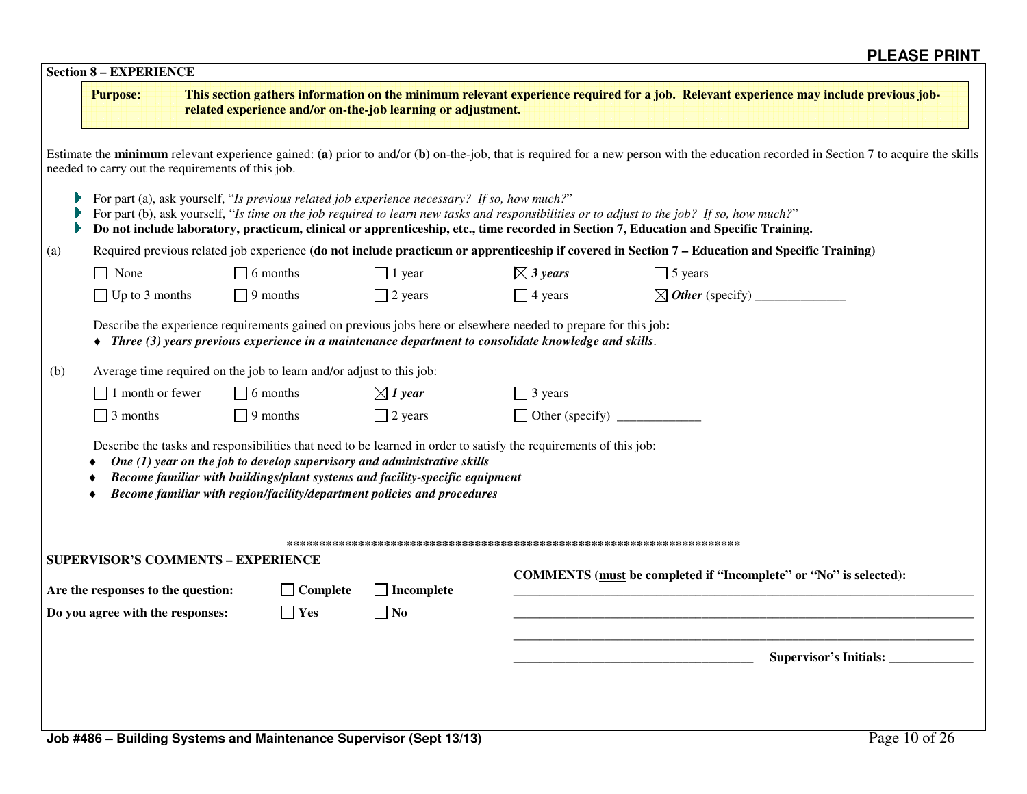**PLEASE PRINT**

## Section 8 – EXPERIENCE

| **Purpose:** | **This section gathers information on the minimum relevant experience required for a job. Relevant experience may include previous job-related experience and/or on-the-job learning or adjustment.** |
|---|---|

Estimate the **minimum** relevant experience gained: **(a)** prior to and/or **(b)** on-the-job, that is required for a new person with the education recorded in Section 7 to acquire the skills needed to carry out the requirements of this job.

- For part (a), ask yourself, "*Is previous related job experience necessary? If so, how much?*"
- For part (b), ask yourself, "*Is time on the job required to learn new tasks and responsibilities or to adjust to the job? If so, how much?*"
- **Do not include laboratory, practicum, clinical or apprenticeship, etc., time recorded in Section 7, Education and Specific Training.**

(a) Required previous related job experience **(do not include practicum or apprenticeship if covered in Section 7 – Education and Specific Training)**

| | | | | |
|---|---|---|---|---|
| ☐ None | ☐ 6 months | ☐ 1 year | ☒ ***3 years*** | ☐ 5 years |
| ☐ Up to 3 months | ☐ 9 months | ☐ 2 years | ☐ 4 years | ☒ ***Other*** (specify) ______________ |

Describe the experience requirements gained on previous jobs here or elsewhere needed to prepare for this job**:**

- ***Three (3) years previous experience in a maintenance department to consolidate knowledge and skills***.

(b) Average time required on the job to learn and/or adjust to this job:

| | | | |
|---|---|---|---|
| ☐ 1 month or fewer | ☐ 6 months | ☒ ***1 year*** | ☐ 3 years |
| ☐ 3 months | ☐ 9 months | ☐ 2 years | ☐ Other (specify) _____________ |

Describe the tasks and responsibilities that need to be learned in order to satisfy the requirements of this job:

- ***One (1) year on the job to develop supervisory and administrative skills***
- ***Become familiar with buildings/plant systems and facility-specific equipment***
- ***Become familiar with region/facility/department policies and procedures***

\*\*\*\*\*\*\*\*\*\*\*\*\*\*\*\*\*\*\*\*\*\*\*\*\*\*\*\*\*\*\*\*\*\*\*\*\*\*\*\*\*\*\*\*\*\*\*\*\*\*\*\*\*\*\*\*\*\*\*\*\*\*\*\*\*\*\*\*\*\*\*\*\*\*

**SUPERVISOR'S COMMENTS – EXPERIENCE**

| | | |
|---|---|---|
| **Are the responses to the question:** | ☐ **Complete** | ☐ **Incomplete** |
| **Do you agree with the responses:** | ☐ **Yes** | ☐ **No** |

**COMMENTS (<u>must</u> be completed if "Incomplete" or "No" is selected):**

____________________________________________________________________________

____________________________________________________________________________

____________________________________________________________________________

______________________________________ **Supervisor's Initials:** _____________

**Job #486 – Building Systems and Maintenance Supervisor (Sept 13/13)**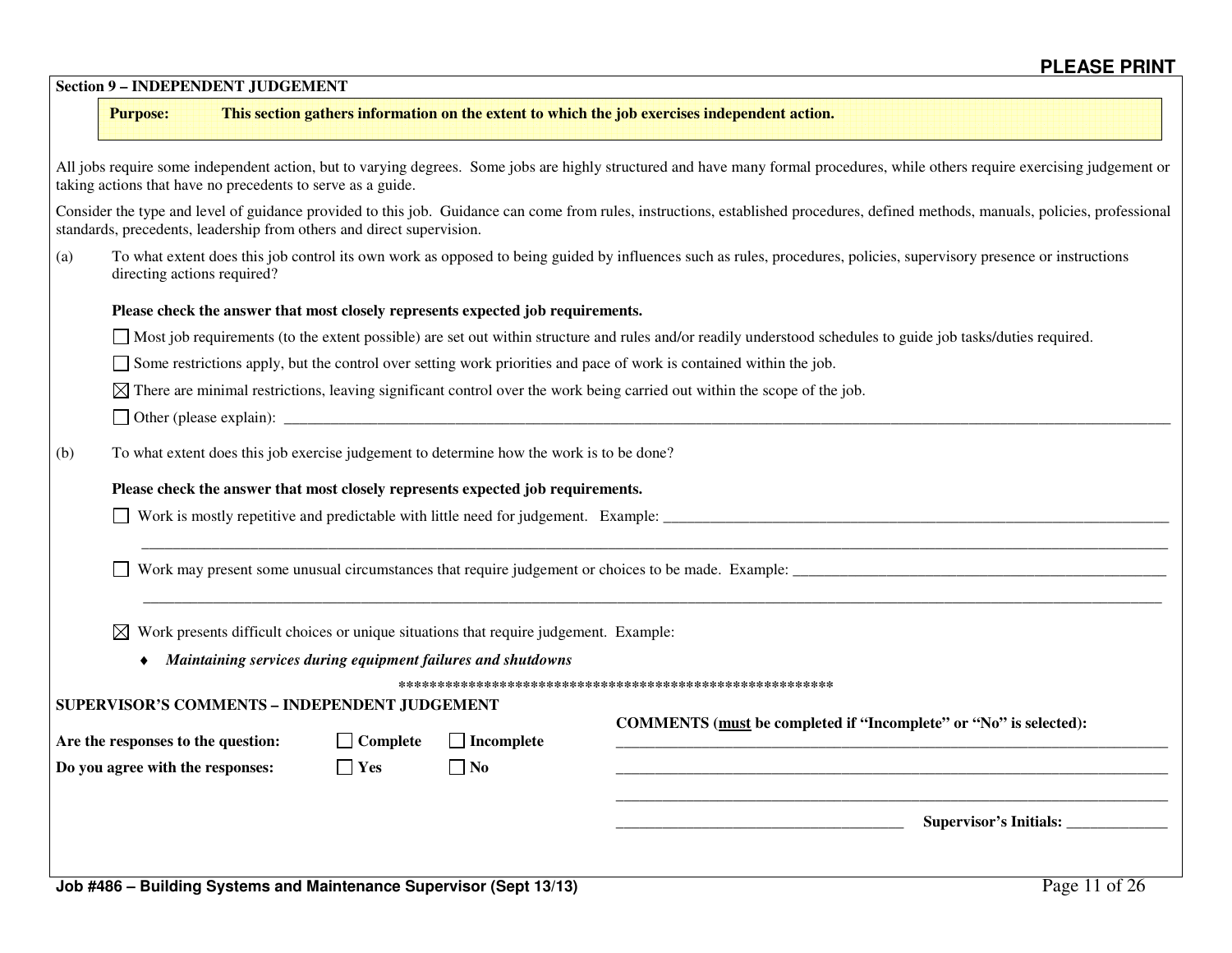**PLEASE PRINT**

## Section 9 – INDEPENDENT JUDGEMENT

**Purpose: This section gathers information on the extent to which the job exercises independent action.**

All jobs require some independent action, but to varying degrees. Some jobs are highly structured and have many formal procedures, while others require exercising judgement or taking actions that have no precedents to serve as a guide.

Consider the type and level of guidance provided to this job. Guidance can come from rules, instructions, established procedures, defined methods, manuals, policies, professional standards, precedents, leadership from others and direct supervision.

(a) To what extent does this job control its own work as opposed to being guided by influences such as rules, procedures, policies, supervisory presence or instructions directing actions required?

**Please check the answer that most closely represents expected job requirements.**

☐ Most job requirements (to the extent possible) are set out within structure and rules and/or readily understood schedules to guide job tasks/duties required.

☐ Some restrictions apply, but the control over setting work priorities and pace of work is contained within the job.

☒ There are minimal restrictions, leaving significant control over the work being carried out within the scope of the job.

☐ Other (please explain): ____________________

(b) To what extent does this job exercise judgement to determine how the work is to be done?

**Please check the answer that most closely represents expected job requirements.**

☐ Work is mostly repetitive and predictable with little need for judgement. Example: ____________________

☐ Work may present some unusual circumstances that require judgement or choices to be made. Example: ____________________

☒ Work presents difficult choices or unique situations that require judgement. Example:

- ***Maintaining services during equipment failures and shutdowns***

**********************************************************

**SUPERVISOR'S COMMENTS – INDEPENDENT JUDGEMENT**

**Are the responses to the question:** ☐ **Complete** ☐ **Incomplete**

**Do you agree with the responses:** ☐ **Yes** ☐ **No**

**COMMENTS (must be completed if "Incomplete" or "No" is selected):** ____________________

**Supervisor's Initials:** ____________

Job #486 – Building Systems and Maintenance Supervisor (Sept 13/13)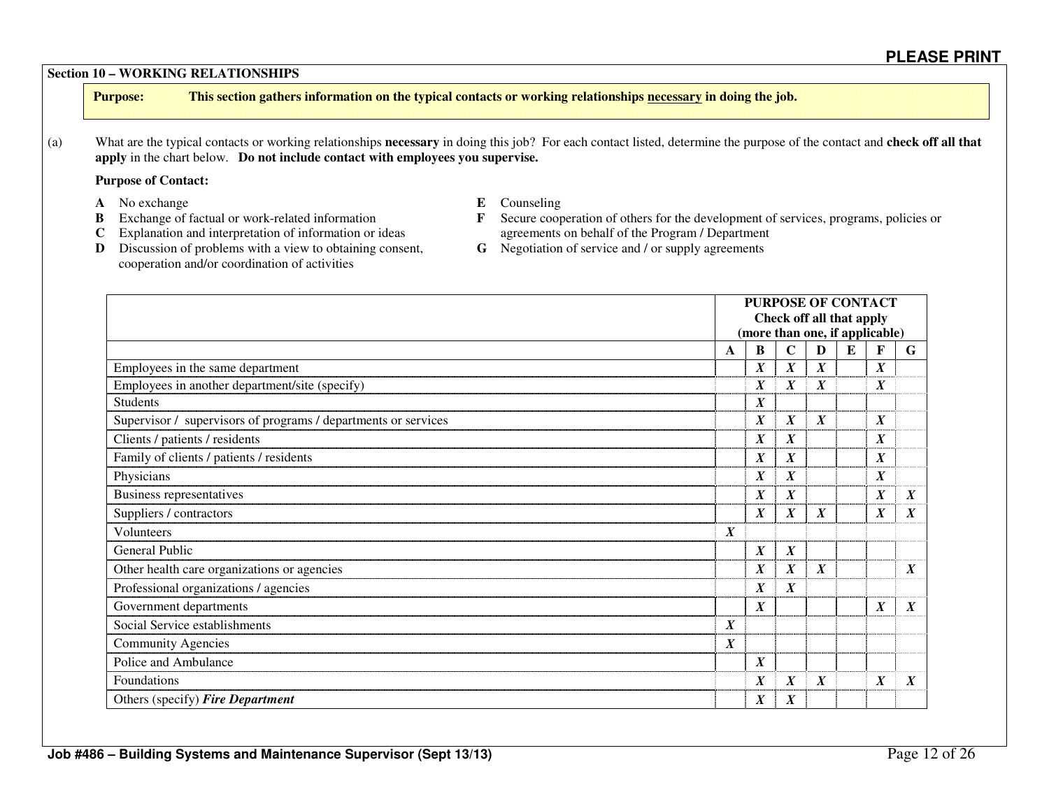**PLEASE PRINT**

## Section 10 – WORKING RELATIONSHIPS

**Purpose:** **This section gathers information on the typical contacts or working relationships necessary in doing the job.**

(a) What are the typical contacts or working relationships **necessary** in doing this job? For each contact listed, determine the purpose of the contact and **check off all that apply** in the chart below. **Do not include contact with employees you supervise.**

**Purpose of Contact:**

- **A** No exchange
- **B** Exchange of factual or work-related information
- **C** Explanation and interpretation of information or ideas
- **D** Discussion of problems with a view to obtaining consent, cooperation and/or coordination of activities
- **E** Counseling
- **F** Secure cooperation of others for the development of services, programs, policies or agreements on behalf of the Program / Department
- **G** Negotiation of service and / or supply agreements

| | **PURPOSE OF CONTACT Check off all that apply (more than one, if applicable)** | | | | | | |
|---|---|---|---|---|---|---|---|
| | **A** | **B** | **C** | **D** | **E** | **F** | **G** |
| Employees in the same department | | *X* | *X* | *X* | | *X* | |
| Employees in another department/site (specify) | | *X* | *X* | *X* | | *X* | |
| Students | | *X* | | | | | |
| Supervisor / supervisors of programs / departments or services | | *X* | *X* | *X* | | *X* | |
| Clients / patients / residents | | *X* | *X* | | | *X* | |
| Family of clients / patients / residents | | *X* | *X* | | | *X* | |
| Physicians | | *X* | *X* | | | *X* | |
| Business representatives | | *X* | *X* | | | *X* | *X* |
| Suppliers / contractors | | *X* | *X* | *X* | | *X* | *X* |
| Volunteers | *X* | | | | | | |
| General Public | | *X* | *X* | | | | |
| Other health care organizations or agencies | | *X* | *X* | *X* | | | *X* |
| Professional organizations / agencies | | *X* | *X* | | | | |
| Government departments | | *X* | | | | *X* | *X* |
| Social Service establishments | *X* | | | | | | |
| Community Agencies | *X* | | | | | | |
| Police and Ambulance | | *X* | | | | | |
| Foundations | | *X* | *X* | *X* | | *X* | *X* |
| Others (specify) ***Fire Department*** | | *X* | *X* | | | | |

Job #486 – Building Systems and Maintenance Supervisor (Sept 13/13)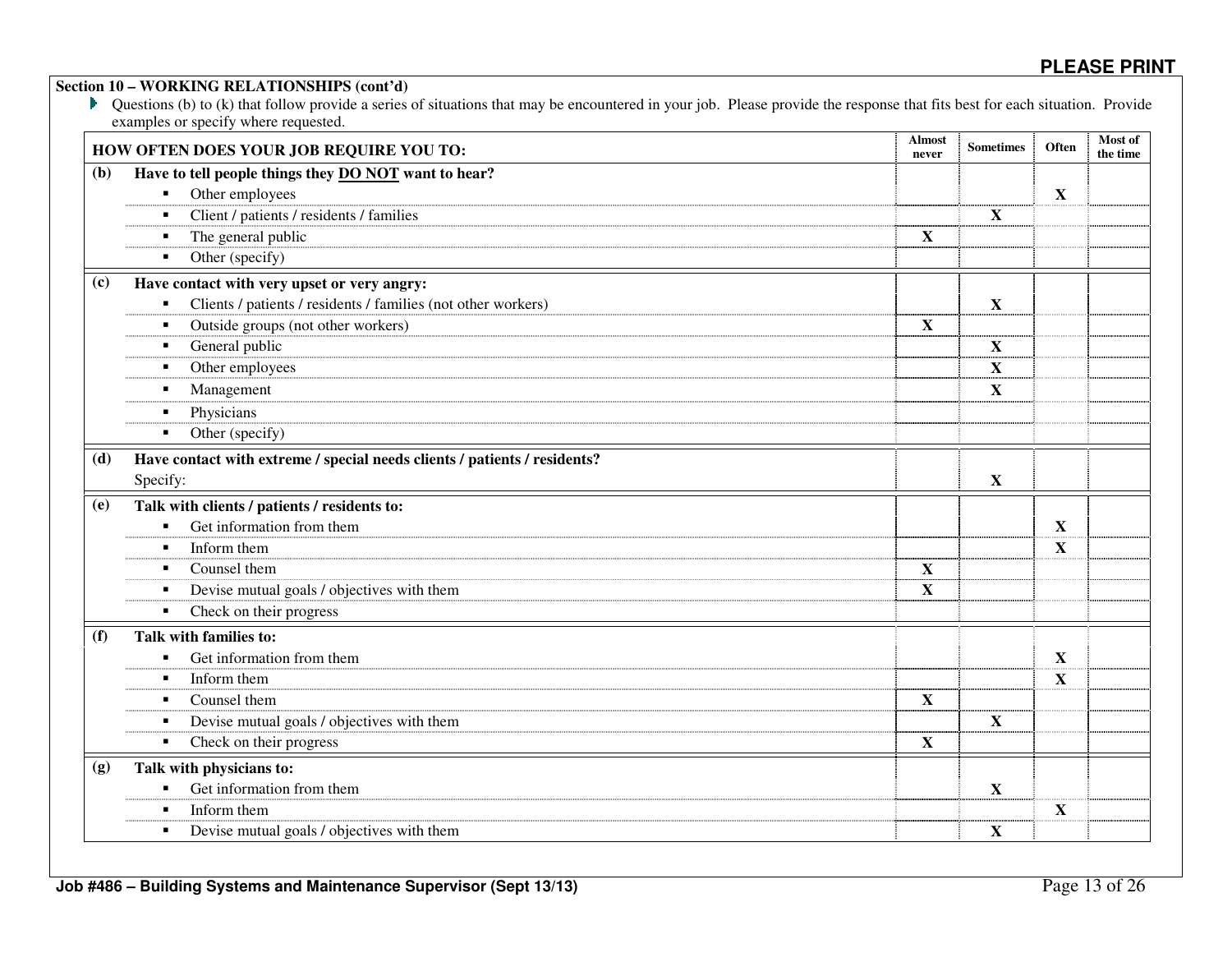PLEASE PRINT

**Section 10 – WORKING RELATIONSHIPS (cont'd)**

- Questions (b) to (k) that follow provide a series of situations that may be encountered in your job. Please provide the response that fits best for each situation. Provide examples or specify where requested.

| HOW OFTEN DOES YOUR JOB REQUIRE YOU TO: | Almost never | Sometimes | Often | Most of the time |
|---|---|---|---|---|
| **(b) Have to tell people things they DO NOT want to hear?** | | | | |
| ▪ Other employees | | | X | |
| ▪ Client / patients / residents / families | | X | | |
| ▪ The general public | X | | | |
| ▪ Other (specify) | | | | |
| **(c) Have contact with very upset or very angry:** | | | | |
| ▪ Clients / patients / residents / families (not other workers) | | X | | |
| ▪ Outside groups (not other workers) | X | | | |
| ▪ General public | | X | | |
| ▪ Other employees | | X | | |
| ▪ Management | | X | | |
| ▪ Physicians | | | | |
| ▪ Other (specify) | | | | |
| **(d) Have contact with extreme / special needs clients / patients / residents?** | | | | |
| Specify: | | X | | |
| **(e) Talk with clients / patients / residents to:** | | | | |
| ▪ Get information from them | | | X | |
| ▪ Inform them | | | X | |
| ▪ Counsel them | X | | | |
| ▪ Devise mutual goals / objectives with them | X | | | |
| ▪ Check on their progress | | | | |
| **(f) Talk with families to:** | | | | |
| ▪ Get information from them | | | X | |
| ▪ Inform them | | | X | |
| ▪ Counsel them | X | | | |
| ▪ Devise mutual goals / objectives with them | | X | | |
| ▪ Check on their progress | X | | | |
| **(g) Talk with physicians to:** | | | | |
| ▪ Get information from them | | X | | |
| ▪ Inform them | | | X | |
| ▪ Devise mutual goals / objectives with them | | X | | |

Job #486 – Building Systems and Maintenance Supervisor (Sept 13/13)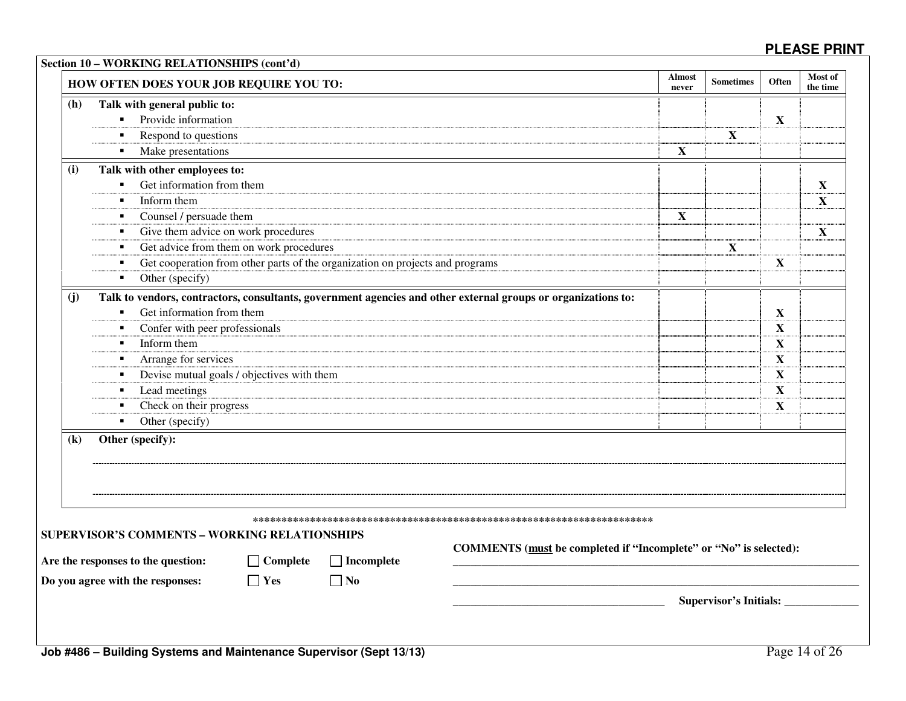**PLEASE PRINT**

**Section 10 – WORKING RELATIONSHIPS (cont'd)**

| | HOW OFTEN DOES YOUR JOB REQUIRE YOU TO: | Almost never | Sometimes | Often | Most of the time |
|---|---|---|---|---|---|
| **(h)** | **Talk with general public to:** | | | | |
| | ▪ Provide information | | | X | |
| | ▪ Respond to questions | | X | | |
| | ▪ Make presentations | X | | | |
| **(i)** | **Talk with other employees to:** | | | | |
| | ▪ Get information from them | | | | X |
| | ▪ Inform them | | | | X |
| | ▪ Counsel / persuade them | X | | | |
| | ▪ Give them advice on work procedures | | | | X |
| | ▪ Get advice from them on work procedures | | X | | |
| | ▪ Get cooperation from other parts of the organization on projects and programs | | | X | |
| | ▪ Other (specify) | | | | |
| **(j)** | **Talk to vendors, contractors, consultants, government agencies and other external groups or organizations to:** | | | | |
| | ▪ Get information from them | | | X | |
| | ▪ Confer with peer professionals | | | X | |
| | ▪ Inform them | | | X | |
| | ▪ Arrange for services | | | X | |
| | ▪ Devise mutual goals / objectives with them | | | X | |
| | ▪ Lead meetings | | | X | |
| | ▪ Check on their progress | | | X | |
| | ▪ Other (specify) | | | | |
| **(k)** | **Other (specify):** | | | | |

\*\*\*\*\*\*\*\*\*\*\*\*\*\*\*\*\*\*\*\*\*\*\*\*\*\*\*\*\*\*\*\*\*\*\*\*\*\*\*\*\*\*\*\*\*\*\*\*\*\*\*\*\*\*\*\*\*\*\*\*\*\*\*\*\*\*\*\*\*\*\*\*

**SUPERVISOR'S COMMENTS – WORKING RELATIONSHIPS**

**Are the responses to the question:** ☐ **Complete** ☐ **Incomplete**

**Do you agree with the responses:** ☐ **Yes** ☐ **No**

**COMMENTS (must be completed if "Incomplete" or "No" is selected):**

\_\_\_\_\_\_\_\_\_\_\_\_\_\_\_\_\_\_\_\_\_\_\_\_\_\_\_\_\_\_\_\_\_\_\_\_\_\_\_\_\_\_\_\_\_\_\_\_\_\_\_\_\_\_\_\_\_\_\_\_\_\_\_\_\_\_\_\_\_\_\_\_

\_\_\_\_\_\_\_\_\_\_\_\_\_\_\_\_\_\_\_\_\_\_\_\_\_\_\_\_\_\_\_\_\_\_\_\_\_\_\_\_\_\_\_\_\_\_\_\_\_\_\_\_\_\_\_\_\_\_\_\_\_\_\_\_\_\_\_\_\_\_\_\_

\_\_\_\_\_\_\_\_\_\_\_\_\_\_\_\_\_\_\_\_\_\_\_\_\_\_\_\_\_\_\_\_\_\_\_\_ **Supervisor's Initials:** \_\_\_\_\_\_\_\_\_\_\_\_\_

**Job #486 – Building Systems and Maintenance Supervisor (Sept 13/13)**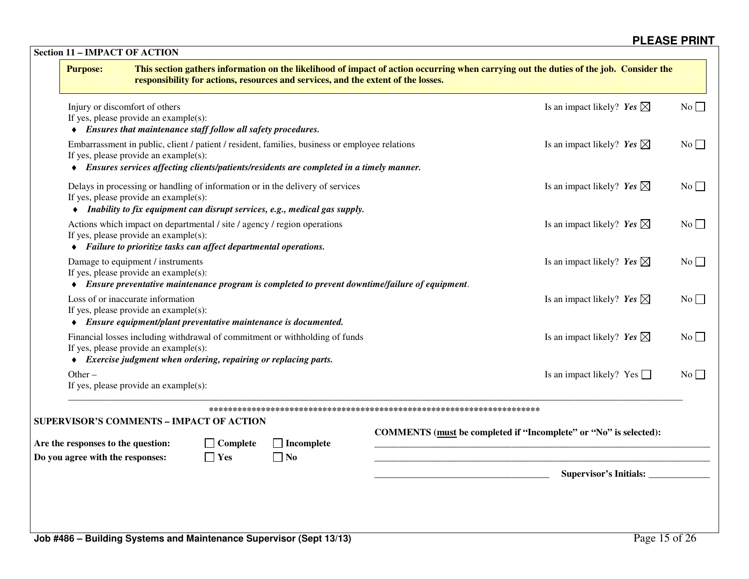**PLEASE PRINT**

## Section 11 – IMPACT OF ACTION

**Purpose:** **This section gathers information on the likelihood of impact of action occurring when carrying out the duties of the job. Consider the responsibility for actions, resources and services, and the extent of the losses.**

Injury or discomfort of others — Is an impact likely? ***Yes*** ☒ No ☐

If yes, please provide an example(s):

- ***Ensures that maintenance staff follow all safety procedures.***

Embarrassment in public, client / patient / resident, families, business or employee relations — Is an impact likely? ***Yes*** ☒ No ☐

If yes, please provide an example(s):

- ***Ensures services affecting clients/patients/residents are completed in a timely manner.***

Delays in processing or handling of information or in the delivery of services — Is an impact likely? ***Yes*** ☒ No ☐

If yes, please provide an example(s):

- ***Inability to fix equipment can disrupt services, e.g., medical gas supply.***

Actions which impact on departmental / site / agency / region operations — Is an impact likely? ***Yes*** ☒ No ☐

If yes, please provide an example(s):

- ***Failure to prioritize tasks can affect departmental operations.***

Damage to equipment / instruments — Is an impact likely? ***Yes*** ☒ No ☐

If yes, please provide an example(s):

- ***Ensure preventative maintenance program is completed to prevent downtime/failure of equipment***.

Loss of or inaccurate information — Is an impact likely? ***Yes*** ☒ No ☐

If yes, please provide an example(s):

- ***Ensure equipment/plant preventative maintenance is documented.***

Financial losses including withdrawal of commitment or withholding of funds — Is an impact likely? ***Yes*** ☒ No ☐

If yes, please provide an example(s):

- ***Exercise judgment when ordering, repairing or replacing parts.***

Other – — Is an impact likely? Yes ☐ No ☐

If yes, please provide an example(s):

______________________________________________________________________________

***********************************************************************

**SUPERVISOR'S COMMENTS – IMPACT OF ACTION**

**Are the responses to the question:** ☐ **Complete** ☐ **Incomplete**

**Do you agree with the responses:** ☐ **Yes** ☐ **No**

**COMMENTS (must be completed if "Incomplete" or "No" is selected):**

______________________________________________________________________________

______________________________________________________________________________

______________________________________ **Supervisor's Initials:** _____________

**Job #486 – Building Systems and Maintenance Supervisor (Sept 13/13)**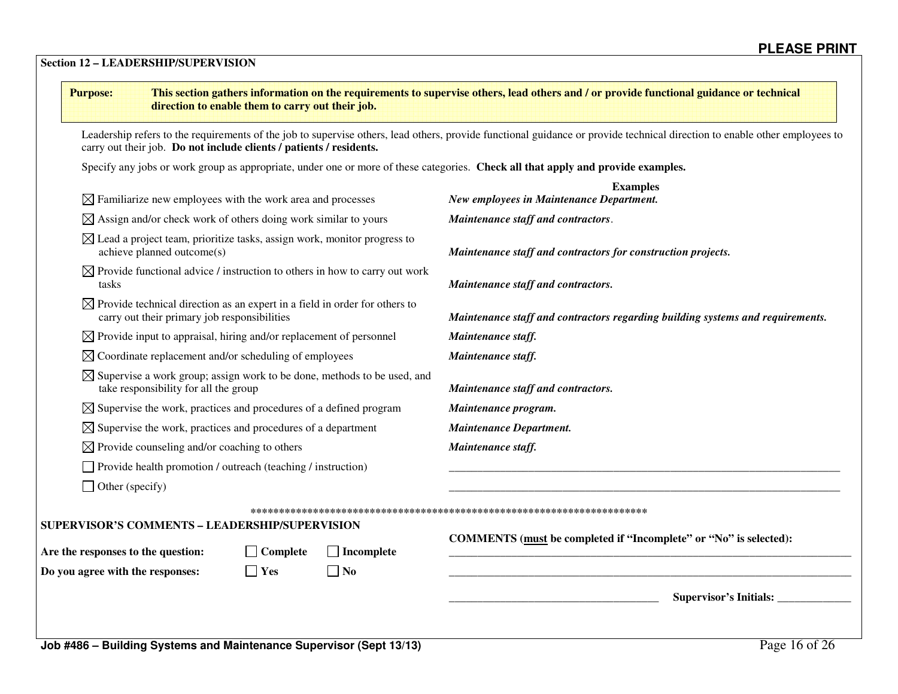**PLEASE PRINT**

## Section 12 – LEADERSHIP/SUPERVISION

**Purpose:** **This section gathers information on the requirements to supervise others, lead others and / or provide functional guidance or technical direction to enable them to carry out their job.**

Leadership refers to the requirements of the job to supervise others, lead others, provide functional guidance or provide technical direction to enable other employees to carry out their job. **Do not include clients / patients / residents.**

Specify any jobs or work group as appropriate, under one or more of these categories. **Check all that apply and provide examples.**

| | **Examples** |
|---|---|
| ☒ Familiarize new employees with the work area and processes | ***New employees in Maintenance Department.*** |
| ☒ Assign and/or check work of others doing work similar to yours | ***Maintenance staff and contractors***. |
| ☒ Lead a project team, prioritize tasks, assign work, monitor progress to achieve planned outcome(s) | ***Maintenance staff and contractors for construction projects.*** |
| ☒ Provide functional advice / instruction to others in how to carry out work tasks | ***Maintenance staff and contractors.*** |
| ☒ Provide technical direction as an expert in a field in order for others to carry out their primary job responsibilities | ***Maintenance staff and contractors regarding building systems and requirements.*** |
| ☒ Provide input to appraisal, hiring and/or replacement of personnel | ***Maintenance staff.*** |
| ☒ Coordinate replacement and/or scheduling of employees | ***Maintenance staff.*** |
| ☒ Supervise a work group; assign work to be done, methods to be used, and take responsibility for all the group | ***Maintenance staff and contractors.*** |
| ☒ Supervise the work, practices and procedures of a defined program | ***Maintenance program.*** |
| ☒ Supervise the work, practices and procedures of a department | ***Maintenance Department.*** |
| ☒ Provide counseling and/or coaching to others | ***Maintenance staff.*** |
| ☐ Provide health promotion / outreach (teaching / instruction) | ______________________________ |
| ☐ Other (specify) | ______________________________ |

\*\*\*\*\*\*\*\*\*\*\*\*\*\*\*\*\*\*\*\*\*\*\*\*\*\*\*\*\*\*\*\*\*\*\*\*\*\*\*\*\*\*\*\*\*\*\*\*\*\*\*\*\*\*\*\*\*\*\*\*\*\*\*\*\*\*\*\*\*\*\*\*

**SUPERVISOR'S COMMENTS – LEADERSHIP/SUPERVISION**

**Are the responses to the question:** ☐ **Complete** ☐ **Incomplete**

**Do you agree with the responses:** ☐ **Yes** ☐ **No**

**COMMENTS (must be completed if "Incomplete" or "No" is selected):**

______________________________________________________________

______________________________________________________________

______________________________ **Supervisor's Initials:** ____________

**Job #486 – Building Systems and Maintenance Supervisor (Sept 13/13)**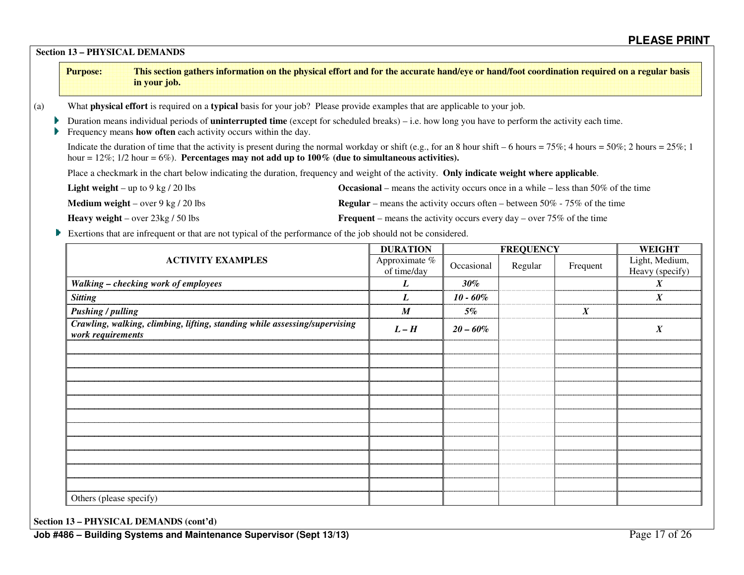**PLEASE PRINT**

## Section 13 – PHYSICAL DEMANDS

**Purpose:** **This section gathers information on the physical effort and for the accurate hand/eye or hand/foot coordination required on a regular basis in your job.**

(a) What **physical effort** is required on a **typical** basis for your job? Please provide examples that are applicable to your job.

- Duration means individual periods of **uninterrupted time** (except for scheduled breaks) – i.e. how long you have to perform the activity each time.
- Frequency means **how often** each activity occurs within the day.

Indicate the duration of time that the activity is present during the normal workday or shift (e.g., for an 8 hour shift – 6 hours = 75%; 4 hours = 50%; 2 hours = 25%; 1 hour = 12%; 1/2 hour = 6%). **Percentages may not add up to 100% (due to simultaneous activities).**

Place a checkmark in the chart below indicating the duration, frequency and weight of the activity. **Only indicate weight where applicable**.

**Light weight** – up to 9 kg / 20 lbs

**Medium weight** – over 9 kg / 20 lbs

**Heavy weight** – over 23kg / 50 lbs

**Occasional** – means the activity occurs once in a while – less than 50% of the time

**Regular** – means the activity occurs often – between 50% - 75% of the time

**Frequent** – means the activity occurs every day – over 75% of the time

- Exertions that are infrequent or that are not typical of the performance of the job should not be considered.

| ACTIVITY EXAMPLES | DURATION | FREQUENCY | | | WEIGHT |
|---|---|---|---|---|---|
| | Approximate % of time/day | Occasional | Regular | Frequent | Light, Medium, Heavy (specify) |
| ***Walking – checking work of employees*** | ***L*** | ***30%*** | | | ***X*** |
| ***Sitting*** | ***L*** | ***10 - 60%*** | | | ***X*** |
| ***Pushing / pulling*** | ***M*** | ***5%*** | | ***X*** | |
| ***Crawling, walking, climbing, lifting, standing while assessing/supervising work requirements*** | ***L – H*** | ***20 – 60%*** | | | ***X*** |
| | | | | | |
| | | | | | |
| | | | | | |
| | | | | | |
| | | | | | |
| | | | | | |
| | | | | | |
| | | | | | |
| | | | | | |
| | | | | | |
| | | | | | |
| Others (please specify) | | | | | |

**Section 13 – PHYSICAL DEMANDS (cont'd)**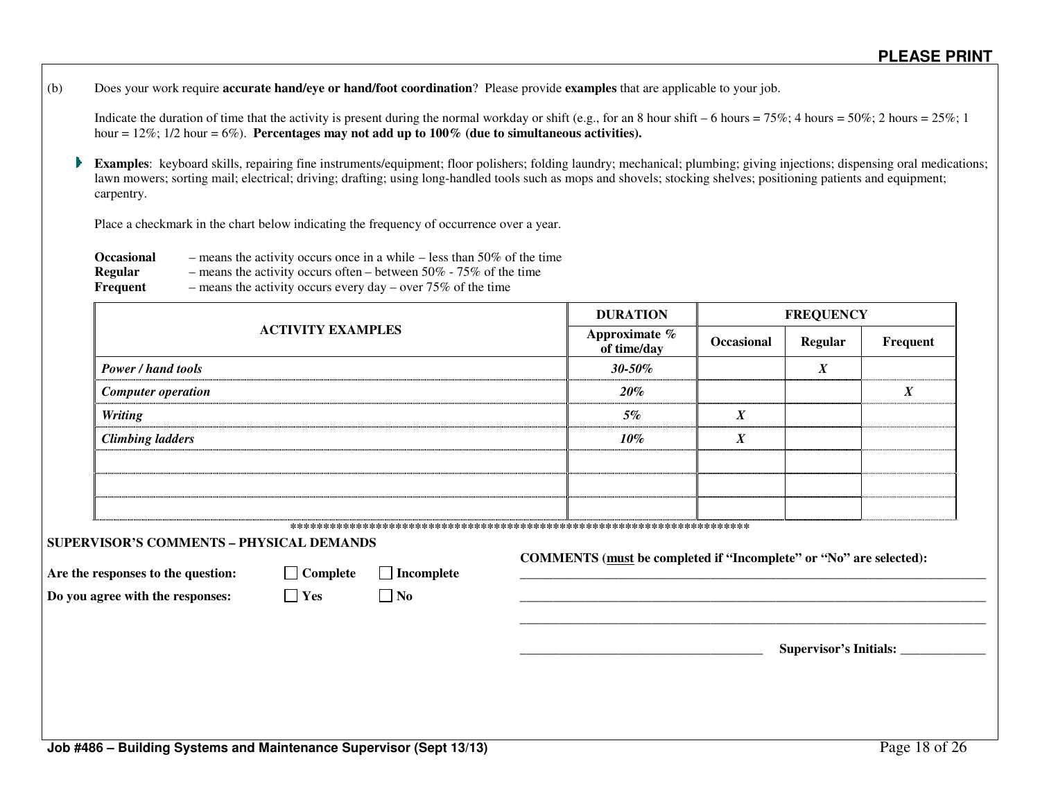**PLEASE PRINT**

(b) Does your work require **accurate hand/eye or hand/foot coordination**? Please provide **examples** that are applicable to your job.

Indicate the duration of time that the activity is present during the normal workday or shift (e.g., for an 8 hour shift – 6 hours = 75%; 4 hours = 50%; 2 hours = 25%; 1 hour = 12%; 1/2 hour = 6%). **Percentages may not add up to 100% (due to simultaneous activities).**

- **Examples**: keyboard skills, repairing fine instruments/equipment; floor polishers; folding laundry; mechanical; plumbing; giving injections; dispensing oral medications; lawn mowers; sorting mail; electrical; driving; drafting; using long-handled tools such as mops and shovels; stocking shelves; positioning patients and equipment; carpentry.

Place a checkmark in the chart below indicating the frequency of occurrence over a year.

**Occasional** – means the activity occurs once in a while – less than 50% of the time
**Regular** – means the activity occurs often – between 50% - 75% of the time
**Frequent** – means the activity occurs every day – over 75% of the time

| ACTIVITY EXAMPLES | DURATION | FREQUENCY | | |
|---|---|---|---|---|
| | Approximate % of time/day | Occasional | Regular | Frequent |
| ***Power / hand tools*** | ***30-50%*** | | ***X*** | |
| ***Computer operation*** | ***20%*** | | | ***X*** |
| ***Writing*** | ***5%*** | ***X*** | | |
| ***Climbing ladders*** | ***10%*** | ***X*** | | |
| | | | | |
| | | | | |
| | | | | |

*************************************************************************

**SUPERVISOR'S COMMENTS – PHYSICAL DEMANDS**

**Are the responses to the question:** ☐ **Complete** ☐ **Incomplete**

**Do you agree with the responses:** ☐ **Yes** ☐ **No**

**COMMENTS (must be completed if "Incomplete" or "No" are selected):**

_______________________________________________________________________

_______________________________________________________________________

_______________________________________________________________________

_____________________________________ **Supervisor's Initials:** _____________

**Job #486 – Building Systems and Maintenance Supervisor (Sept 13/13)**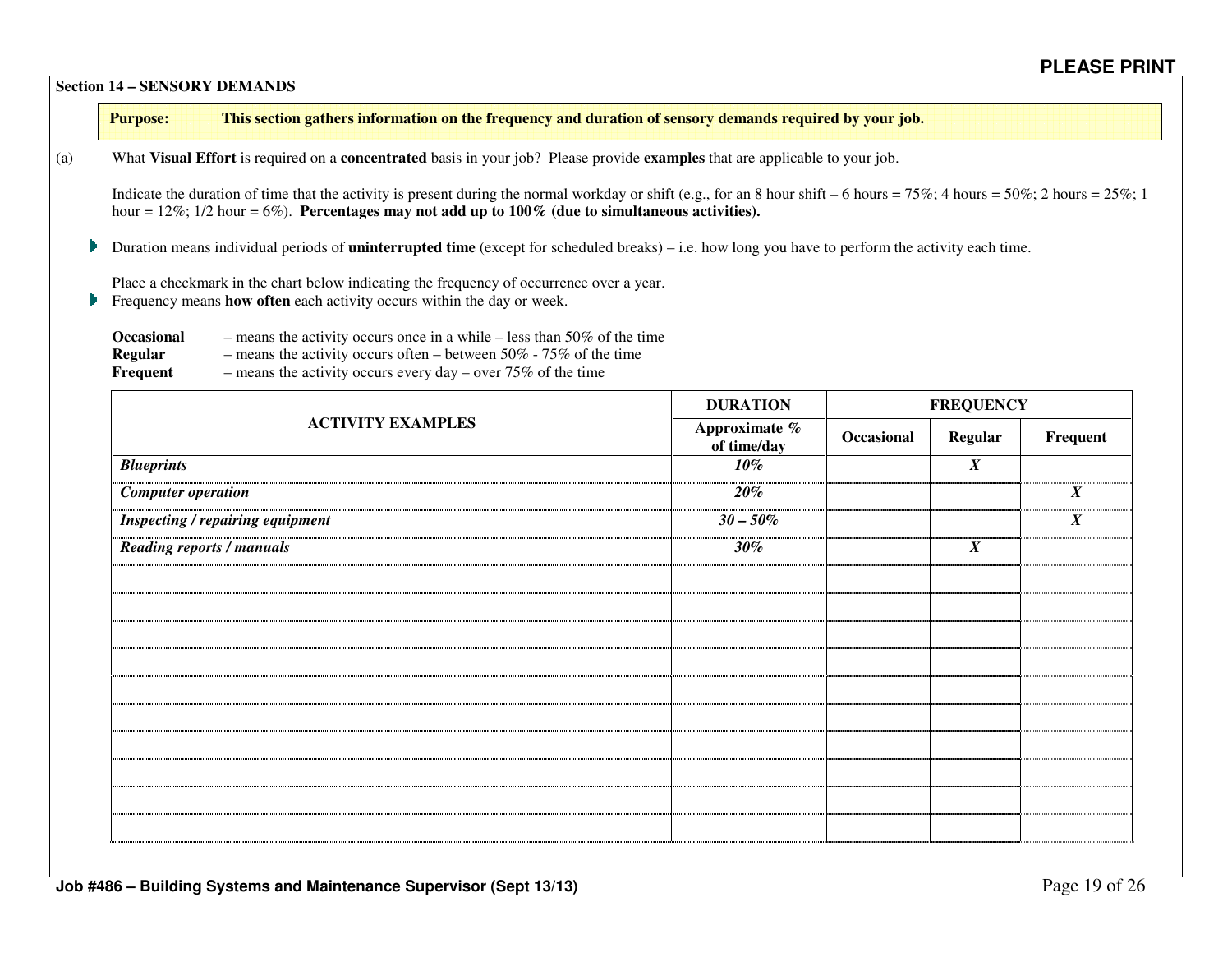**PLEASE PRINT**

## Section 14 – SENSORY DEMANDS

**Purpose: This section gathers information on the frequency and duration of sensory demands required by your job.**

(a) What **Visual Effort** is required on a **concentrated** basis in your job? Please provide **examples** that are applicable to your job.

Indicate the duration of time that the activity is present during the normal workday or shift (e.g., for an 8 hour shift – 6 hours = 75%; 4 hours = 50%; 2 hours = 25%; 1 hour = 12%; 1/2 hour = 6%). **Percentages may not add up to 100% (due to simultaneous activities).**

- Duration means individual periods of **uninterrupted time** (except for scheduled breaks) – i.e. how long you have to perform the activity each time.

Place a checkmark in the chart below indicating the frequency of occurrence over a year.

- Frequency means **how often** each activity occurs within the day or week.

**Occasional** – means the activity occurs once in a while – less than 50% of the time
**Regular** – means the activity occurs often – between 50% - 75% of the time
**Frequent** – means the activity occurs every day – over 75% of the time

| ACTIVITY EXAMPLES | DURATION | FREQUENCY | | |
|---|---|---|---|---|
| | Approximate % of time/day | Occasional | Regular | Frequent |
| ***Blueprints*** | ***10%*** | | ***X*** | |
| ***Computer operation*** | ***20%*** | | | ***X*** |
| ***Inspecting / repairing equipment*** | ***30 – 50%*** | | | ***X*** |
| ***Reading reports / manuals*** | ***30%*** | | ***X*** | |
| | | | | |
| | | | | |
| | | | | |
| | | | | |
| | | | | |
| | | | | |
| | | | | |
| | | | | |
| | | | | |
| | | | | |

Job #486 – Building Systems and Maintenance Supervisor (Sept 13/13)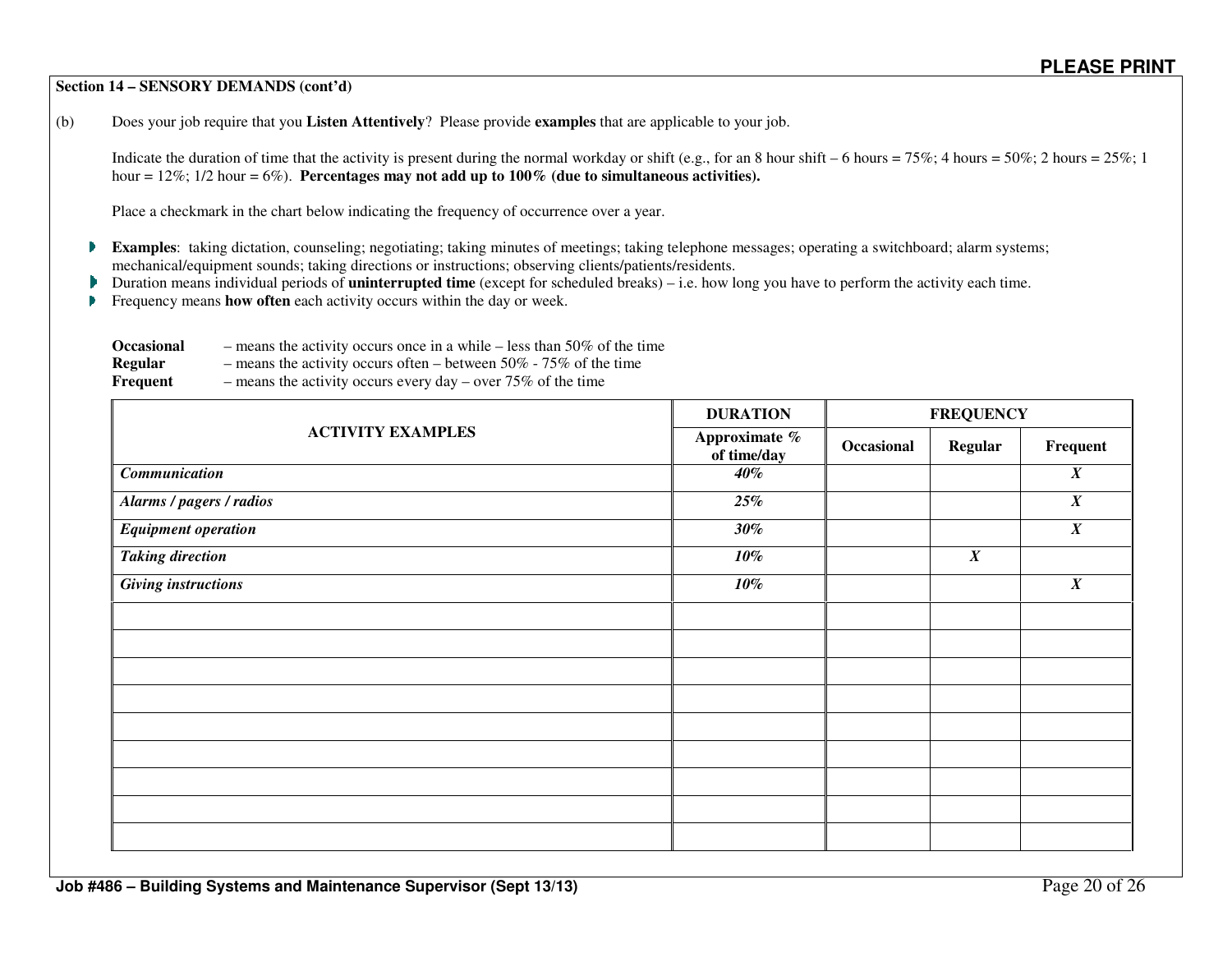**PLEASE PRINT**

**Section 14 – SENSORY DEMANDS (cont'd)**

(b) Does your job require that you **Listen Attentively**? Please provide **examples** that are applicable to your job.

Indicate the duration of time that the activity is present during the normal workday or shift (e.g., for an 8 hour shift – 6 hours = 75%; 4 hours = 50%; 2 hours = 25%; 1 hour = 12%; 1/2 hour = 6%). **Percentages may not add up to 100% (due to simultaneous activities).**

Place a checkmark in the chart below indicating the frequency of occurrence over a year.

- **Examples**: taking dictation, counseling; negotiating; taking minutes of meetings; taking telephone messages; operating a switchboard; alarm systems; mechanical/equipment sounds; taking directions or instructions; observing clients/patients/residents.
- Duration means individual periods of **uninterrupted time** (except for scheduled breaks) – i.e. how long you have to perform the activity each time.
- Frequency means **how often** each activity occurs within the day or week.

**Occasional** – means the activity occurs once in a while – less than 50% of the time
**Regular** – means the activity occurs often – between 50% - 75% of the time
**Frequent** – means the activity occurs every day – over 75% of the time

| ACTIVITY EXAMPLES | DURATION | FREQUENCY | | |
|---|---|---|---|---|
| | **Approximate % of time/day** | **Occasional** | **Regular** | **Frequent** |
| ***Communication*** | ***40%*** | | | ***X*** |
| ***Alarms / pagers / radios*** | ***25%*** | | | ***X*** |
| ***Equipment operation*** | ***30%*** | | | ***X*** |
| ***Taking direction*** | ***10%*** | | ***X*** | |
| ***Giving instructions*** | ***10%*** | | | ***X*** |
| | | | | |
| | | | | |
| | | | | |
| | | | | |
| | | | | |
| | | | | |
| | | | | |
| | | | | |
| | | | | |

**Job #486 – Building Systems and Maintenance Supervisor (Sept 13/13)**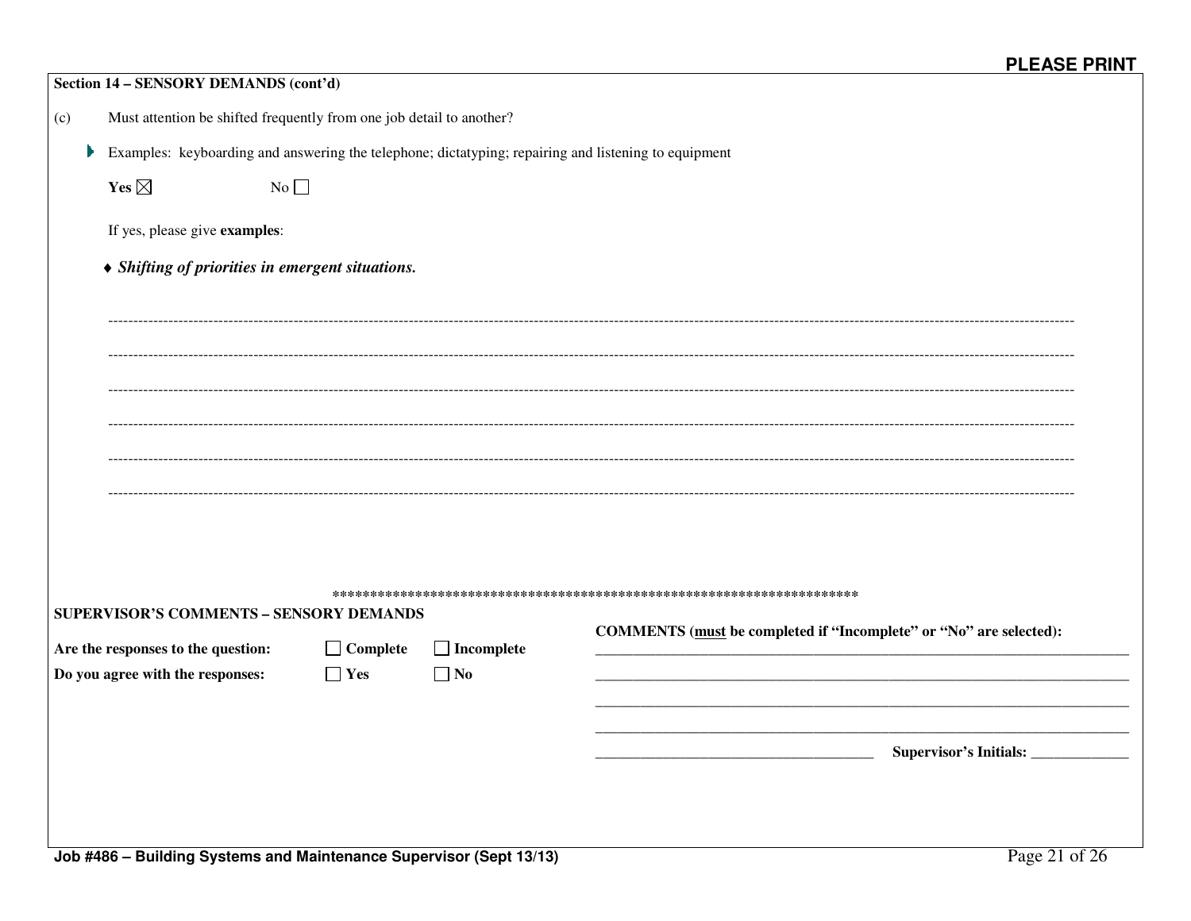**PLEASE PRINT**

**Section 14 – SENSORY DEMANDS (cont'd)**

(c) Must attention be shifted frequently from one job detail to another?

- Examples: keyboarding and answering the telephone; dictatyping; repairing and listening to equipment

**Yes** ☒ No ☐

If yes, please give **examples**:

♦ ***Shifting of priorities in emergent situations.***

\*\*\*\*\*\*\*\*\*\*\*\*\*\*\*\*\*\*\*\*\*\*\*\*\*\*\*\*\*\*\*\*\*\*\*\*\*\*\*\*\*\*\*\*\*\*\*\*\*\*\*\*\*\*\*\*\*\*\*\*\*\*\*\*\*\*\*\*\*\*

**SUPERVISOR'S COMMENTS – SENSORY DEMANDS**

**Are the responses to the question:** ☐ **Complete** ☐ **Incomplete**

**Do you agree with the responses:** ☐ **Yes** ☐ **No**

**COMMENTS (must be completed if "Incomplete" or "No" are selected):**

**Supervisor's Initials:** ______________

**Job #486 – Building Systems and Maintenance Supervisor (Sept 13/13)**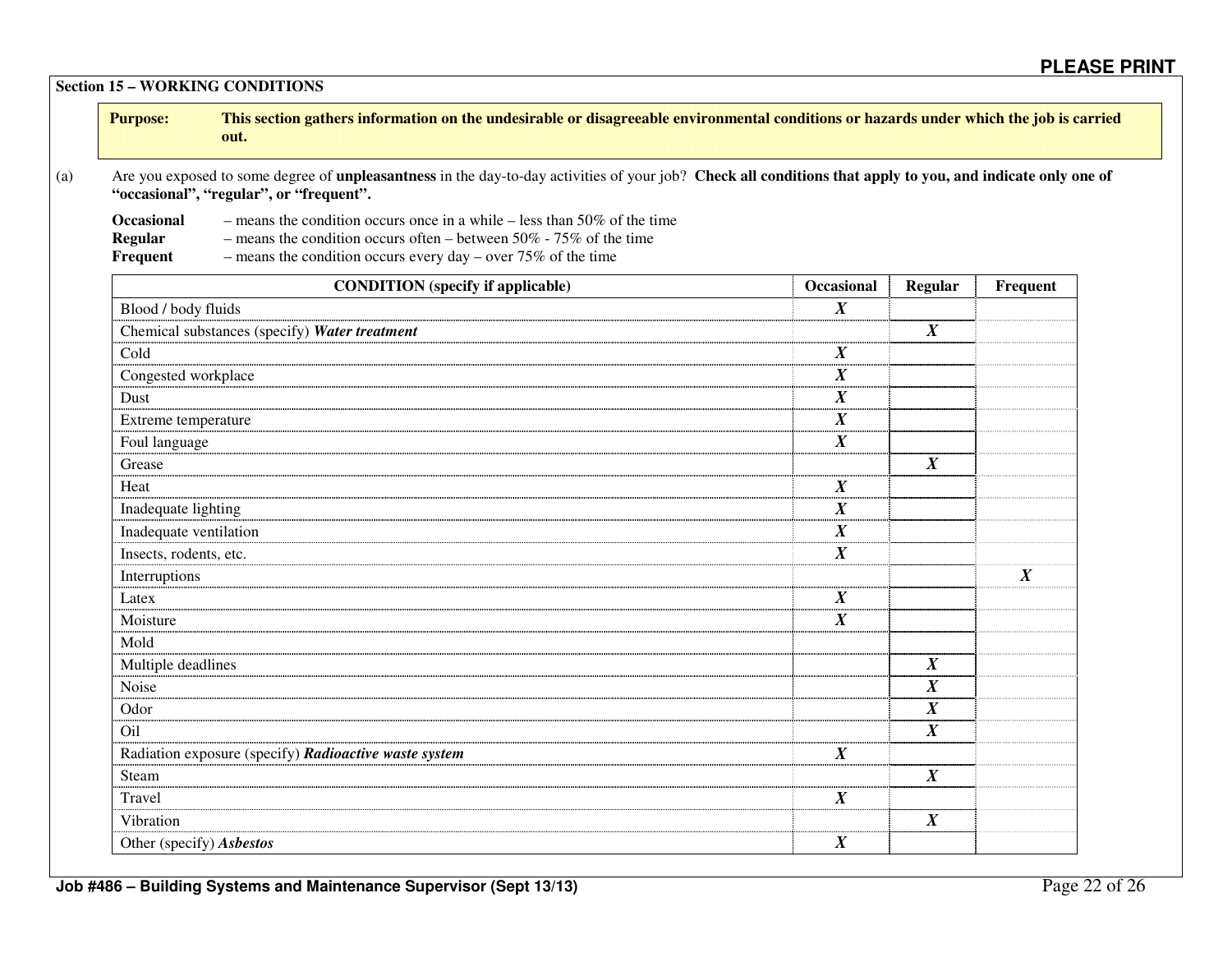**PLEASE PRINT**

## Section 15 – WORKING CONDITIONS

**Purpose:** **This section gathers information on the undesirable or disagreeable environmental conditions or hazards under which the job is carried out.**

(a) Are you exposed to some degree of **unpleasantness** in the day-to-day activities of your job? **Check all conditions that apply to you, and indicate only one of "occasional", "regular", or "frequent".**

**Occasional** – means the condition occurs once in a while – less than 50% of the time
**Regular** – means the condition occurs often – between 50% - 75% of the time
**Frequent** – means the condition occurs every day – over 75% of the time

| CONDITION (specify if applicable) | Occasional | Regular | Frequent |
|---|---|---|---|
| Blood / body fluids | ***X*** | | |
| Chemical substances (specify) ***Water treatment*** | | ***X*** | |
| Cold | ***X*** | | |
| Congested workplace | ***X*** | | |
| Dust | ***X*** | | |
| Extreme temperature | ***X*** | | |
| Foul language | ***X*** | | |
| Grease | | ***X*** | |
| Heat | ***X*** | | |
| Inadequate lighting | ***X*** | | |
| Inadequate ventilation | ***X*** | | |
| Insects, rodents, etc. | ***X*** | | |
| Interruptions | | | ***X*** |
| Latex | ***X*** | | |
| Moisture | ***X*** | | |
| Mold | | | |
| Multiple deadlines | | ***X*** | |
| Noise | | ***X*** | |
| Odor | | ***X*** | |
| Oil | | ***X*** | |
| Radiation exposure (specify) ***Radioactive waste system*** | ***X*** | | |
| Steam | | ***X*** | |
| Travel | ***X*** | | |
| Vibration | | ***X*** | |
| Other (specify) ***Asbestos*** | ***X*** | | |

**Job #486 – Building Systems and Maintenance Supervisor (Sept 13/13)**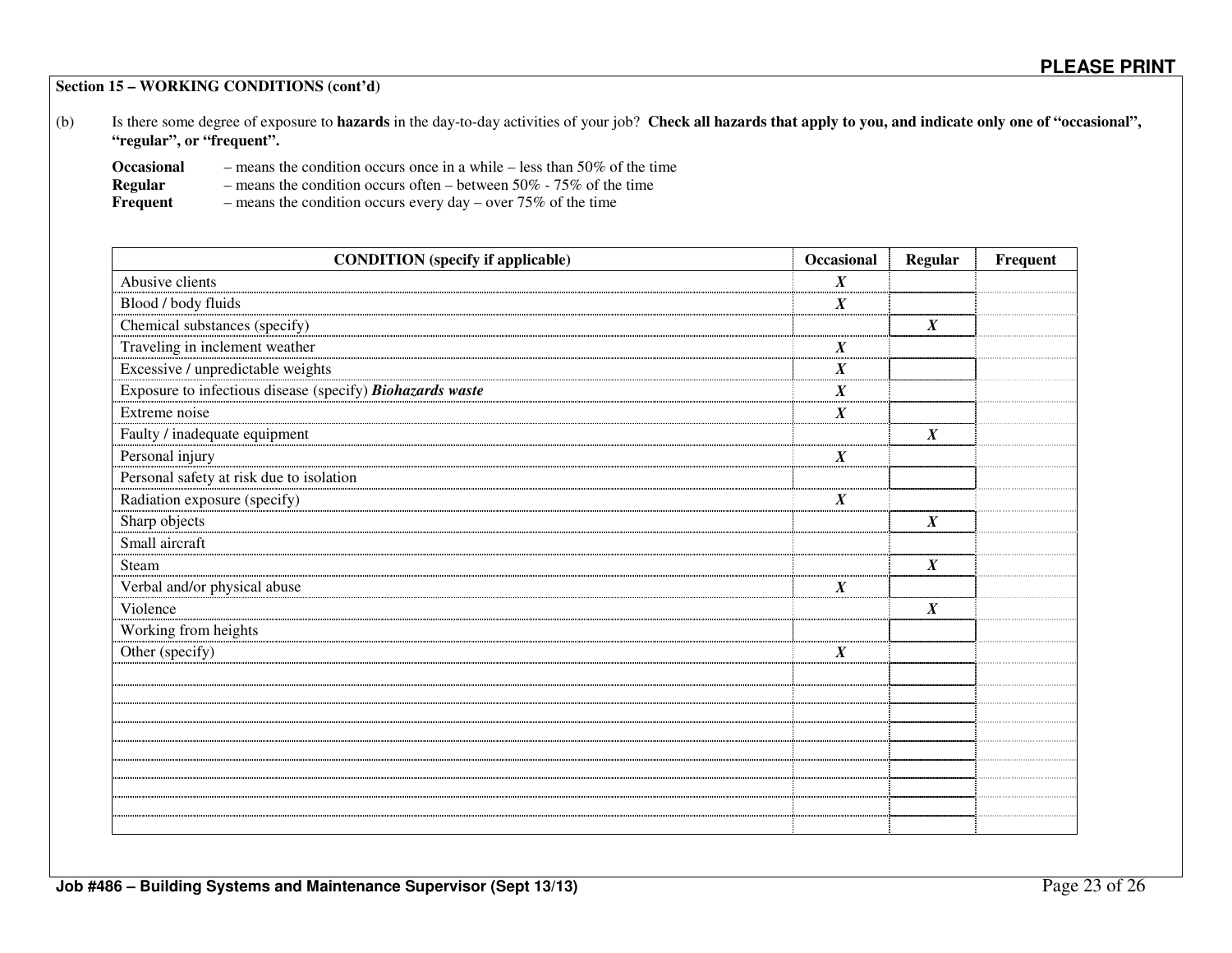**PLEASE PRINT**

**Section 15 – WORKING CONDITIONS (cont'd)**

(b) Is there some degree of exposure to **hazards** in the day-to-day activities of your job? **Check all hazards that apply to you, and indicate only one of "occasional", "regular", or "frequent".**

**Occasional** – means the condition occurs once in a while – less than 50% of the time
**Regular** – means the condition occurs often – between 50% - 75% of the time
**Frequent** – means the condition occurs every day – over 75% of the time

| CONDITION (specify if applicable) | Occasional | Regular | Frequent |
|---|---|---|---|
| Abusive clients | *X* | | |
| Blood / body fluids | *X* | | |
| Chemical substances (specify) | | *X* | |
| Traveling in inclement weather | *X* | | |
| Excessive / unpredictable weights | *X* | | |
| Exposure to infectious disease (specify) ***Biohazards waste*** | *X* | | |
| Extreme noise | *X* | | |
| Faulty / inadequate equipment | | *X* | |
| Personal injury | *X* | | |
| Personal safety at risk due to isolation | | | |
| Radiation exposure (specify) | *X* | | |
| Sharp objects | | *X* | |
| Small aircraft | | | |
| Steam | | *X* | |
| Verbal and/or physical abuse | *X* | | |
| Violence | | *X* | |
| Working from heights | | | |
| Other (specify) | *X* | | |
| | | | |
| | | | |
| | | | |
| | | | |
| | | | |
| | | | |
| | | | |
| | | | |
| | | | |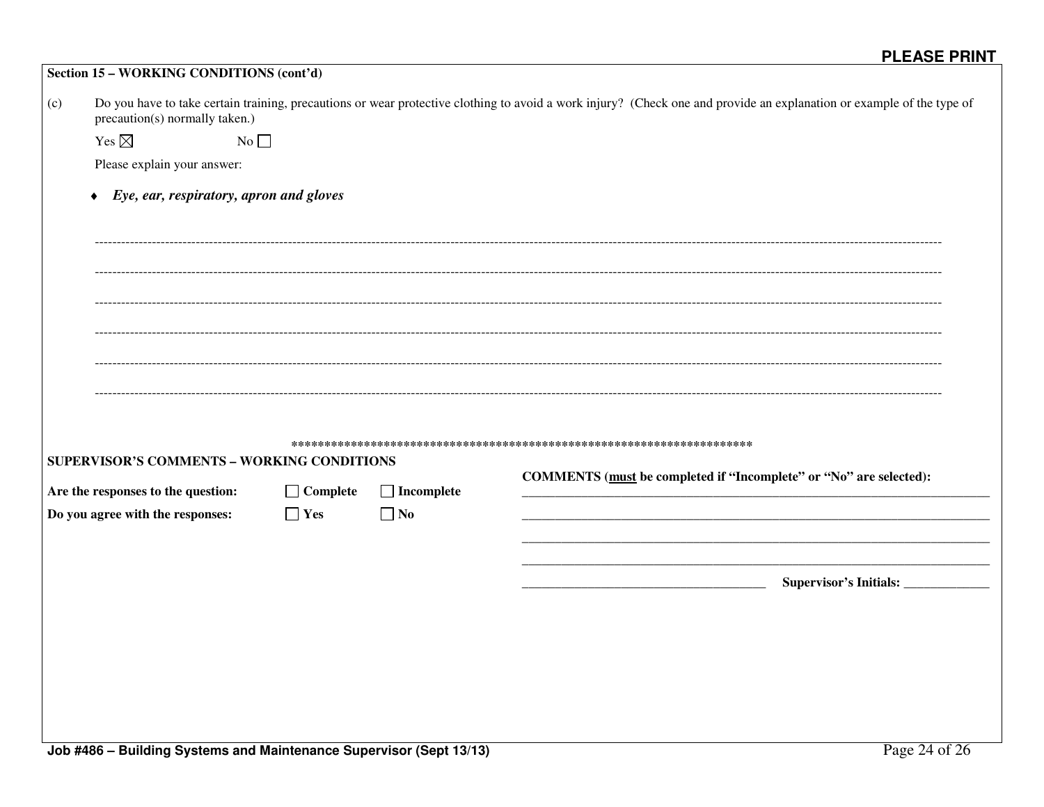**PLEASE PRINT**

**Section 15 – WORKING CONDITIONS (cont'd)**

(c) Do you have to take certain training, precautions or wear protective clothing to avoid a work injury? (Check one and provide an explanation or example of the type of precaution(s) normally taken.)

Yes ☒ No ☐

Please explain your answer:

- ***Eye, ear, respiratory, apron and gloves***

\*\*\*\*\*\*\*\*\*\*\*\*\*\*\*\*\*\*\*\*\*\*\*\*\*\*\*\*\*\*\*\*\*\*\*\*\*\*\*\*\*\*\*\*\*\*\*\*\*\*\*\*\*\*\*\*\*\*\*\*\*\*\*\*\*\*\*\*\*\*\*\*

**SUPERVISOR'S COMMENTS – WORKING CONDITIONS**

**Are the responses to the question:** ☐ **Complete** ☐ **Incomplete**

**Do you agree with the responses:** ☐ **Yes** ☐ **No**

**COMMENTS (must be completed if "Incomplete" or "No" are selected):**

\_\_\_\_\_\_\_\_\_\_\_\_\_\_\_\_\_\_\_\_\_\_\_\_\_\_\_\_\_\_\_\_\_\_\_\_\_\_\_\_\_\_\_\_\_\_\_\_\_\_\_\_\_\_\_\_\_\_\_\_\_\_\_\_\_\_\_\_\_\_\_\_

\_\_\_\_\_\_\_\_\_\_\_\_\_\_\_\_\_\_\_\_\_\_\_\_\_\_\_\_\_\_\_\_\_\_\_\_\_\_\_\_\_\_\_\_\_\_\_\_\_\_\_\_\_\_\_\_\_\_\_\_\_\_\_\_\_\_\_\_\_\_\_\_

\_\_\_\_\_\_\_\_\_\_\_\_\_\_\_\_\_\_\_\_\_\_\_\_\_\_\_\_\_\_\_\_\_\_\_\_\_\_\_\_\_\_\_\_\_\_\_\_\_\_\_\_\_\_\_\_\_\_\_\_\_\_\_\_\_\_\_\_\_\_\_\_

\_\_\_\_\_\_\_\_\_\_\_\_\_\_\_\_\_\_\_\_\_\_\_\_\_\_\_\_\_\_\_\_\_\_\_\_\_\_\_\_\_\_\_\_\_\_\_\_\_\_\_\_\_\_\_\_\_\_\_\_\_\_\_\_\_\_\_\_\_\_\_\_

\_\_\_\_\_\_\_\_\_\_\_\_\_\_\_\_\_\_\_\_\_\_\_\_\_\_\_\_\_\_\_\_\_\_\_\_\_\_ **Supervisor's Initials:** \_\_\_\_\_\_\_\_\_\_\_\_\_\_

**Job #486 – Building Systems and Maintenance Supervisor (Sept 13/13)**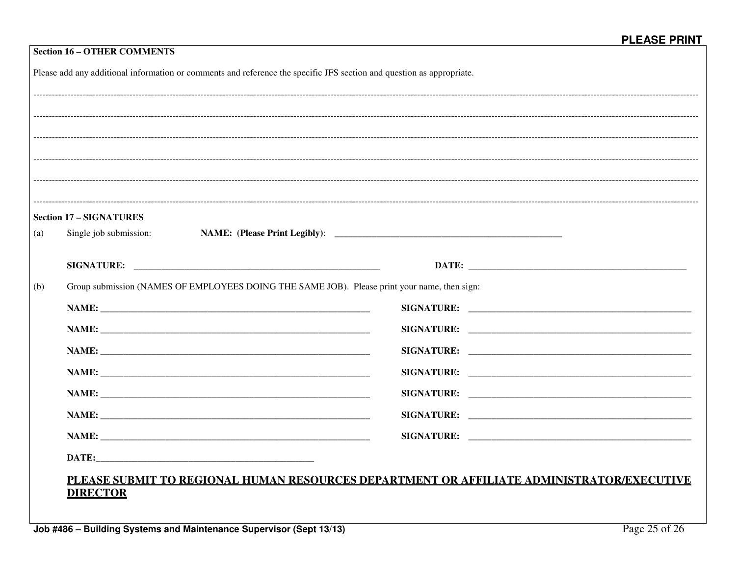**PLEASE PRINT**

**Section 16 – OTHER COMMENTS**

Please add any additional information or comments and reference the specific JFS section and question as appropriate.

------------------------------------------------------------------------

------------------------------------------------------------------------

------------------------------------------------------------------------

------------------------------------------------------------------------

------------------------------------------------------------------------

------------------------------------------------------------------------

**Section 17 – SIGNATURES**

(a) Single job submission: **NAME: (Please Print Legibly)**: ____________________________________________________

**SIGNATURE:** ________________________________________________________ **DATE:** __________________________________________________

(b) Group submission (NAMES OF EMPLOYEES DOING THE SAME JOB). Please print your name, then sign:

**NAME:** ______________________________________________________________ **SIGNATURE:** __________________________________________________

**NAME:** ______________________________________________________________ **SIGNATURE:** __________________________________________________

**NAME:** ______________________________________________________________ **SIGNATURE:** __________________________________________________

**NAME:** ______________________________________________________________ **SIGNATURE:** __________________________________________________

**NAME:** ______________________________________________________________ **SIGNATURE:** __________________________________________________

**NAME:** ______________________________________________________________ **SIGNATURE:** __________________________________________________

**NAME:** ______________________________________________________________ **SIGNATURE:** __________________________________________________

**DATE:**_________________________________________________

**PLEASE SUBMIT TO REGIONAL HUMAN RESOURCES DEPARTMENT OR AFFILIATE ADMINISTRATOR/EXECUTIVE DIRECTOR**

Job #486 – Building Systems and Maintenance Supervisor (Sept 13/13)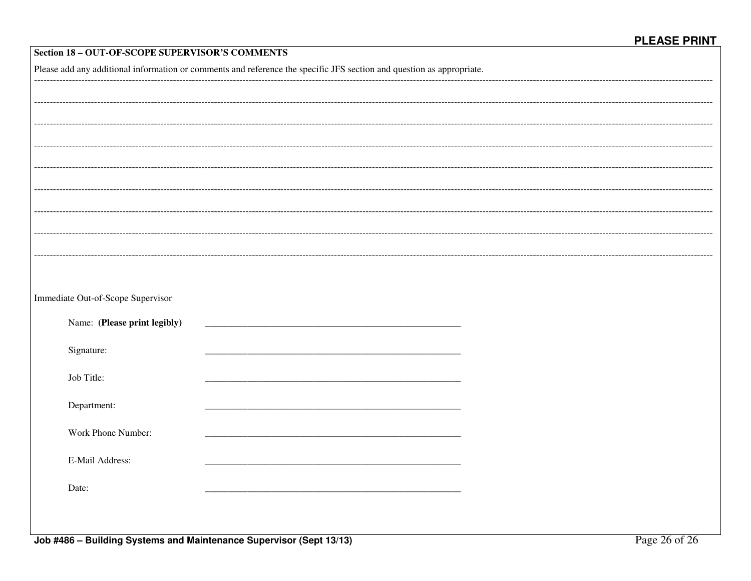**PLEASE PRINT**

**Section 18 – OUT-OF-SCOPE SUPERVISOR'S COMMENTS**

Please add any additional information or comments and reference the specific JFS section and question as appropriate.

---

---

---

---

---

---

---

---

---

Immediate Out-of-Scope Supervisor

Name: **(Please print legibly)** ______________________________

Signature: ______________________________

Job Title: ______________________________

Department: ______________________________

Work Phone Number: ______________________________

E-Mail Address: ______________________________

Date: ______________________________